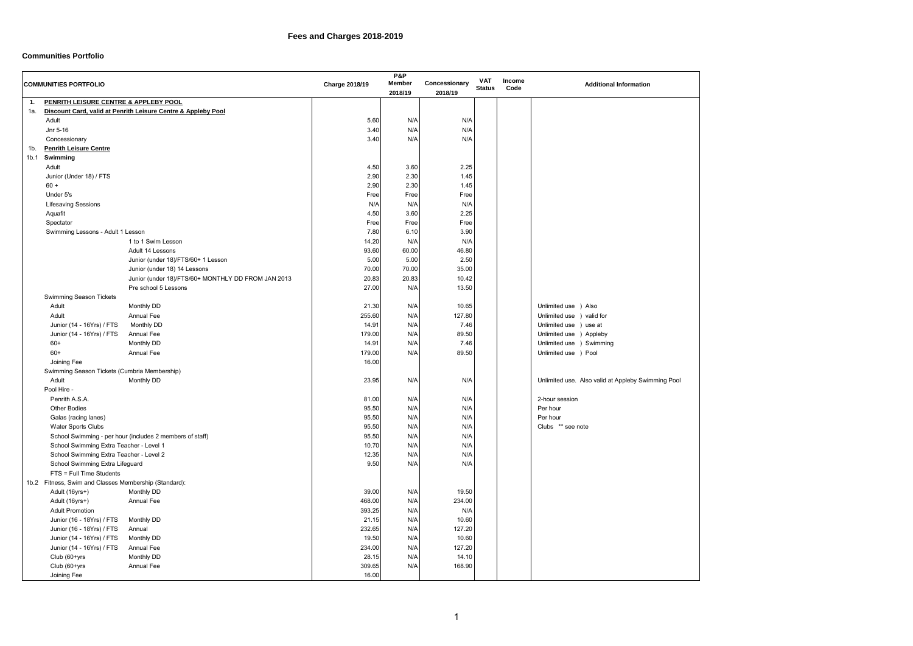# Fees and Charges 2018-2019

## Communities Portfolio

| | COMMUNITIES PORTFOLIO | | Charge 2018/19 | P&P Member 2018/19 | Concessionary 2018/19 | VAT Status | Income Code | Additional Information |
|---|---|---|---|---|---|---|---|---|
| 1. | **PENRITH LEISURE CENTRE & APPLEBY POOL** | | | | | | | |
| 1a. | **Discount Card, valid at Penrith Leisure Centre & Appleby Pool** | | | | | | | |
| | Adult | | 5.60 | N/A | N/A | | | |
| | Jnr 5-16 | | 3.40 | N/A | N/A | | | |
| | Concessionary | | 3.40 | N/A | N/A | | | |
| 1b. | **Penrith Leisure Centre** | | | | | | | |
| 1b.1 | **Swimming** | | | | | | | |
| | Adult | | 4.50 | 3.60 | 2.25 | | | |
| | Junior (Under 18) / FTS | | 2.90 | 2.30 | 1.45 | | | |
| | 60 + | | 2.90 | 2.30 | 1.45 | | | |
| | Under 5's | | Free | Free | Free | | | |
| | Lifesaving Sessions | | N/A | N/A | N/A | | | |
| | Aquafit | | 4.50 | 3.60 | 2.25 | | | |
| | Spectator | | Free | Free | Free | | | |
| | Swimming Lessons - Adult 1 Lesson | | 7.80 | 6.10 | 3.90 | | | |
| | | 1 to 1 Swim Lesson | 14.20 | N/A | N/A | | | |
| | | Adult 14 Lessons | 93.60 | 60.00 | 46.80 | | | |
| | | Junior (under 18)/FTS/60+ 1 Lesson | 5.00 | 5.00 | 2.50 | | | |
| | | Junior (under 18) 14 Lessons | 70.00 | 70.00 | 35.00 | | | |
| | | Junior (under 18)/FTS/60+ MONTHLY DD FROM JAN 2013 | 20.83 | 20.83 | 10.42 | | | |
| | | Pre school 5 Lessons | 27.00 | N/A | 13.50 | | | |
| | Swimming Season Tickets | | | | | | | |
| | Adult | Monthly DD | 21.30 | N/A | 10.65 | | | Unlimited use ) Also |
| | Adult | Annual Fee | 255.60 | N/A | 127.80 | | | Unlimited use ) valid for |
| | Junior (14 - 16Yrs) / FTS | Monthly DD | 14.91 | N/A | 7.46 | | | Unlimited use ) use at |
| | Junior (14 - 16Yrs) / FTS | Annual Fee | 179.00 | N/A | 89.50 | | | Unlimited use ) Appleby |
| | 60+ | Monthly DD | 14.91 | N/A | 7.46 | | | Unlimited use ) Swimming |
| | 60+ | Annual Fee | 179.00 | N/A | 89.50 | | | Unlimited use ) Pool |
| | Joining Fee | | 16.00 | | | | | |
| | Swimming Season Tickets (Cumbria Membership) | | | | | | | |
| | Adult | Monthly DD | 23.95 | N/A | N/A | | | Unlimited use. Also valid at Appleby Swimming Pool |
| | Pool Hire - | | | | | | | |
| | Penrith A.S.A. | | 81.00 | N/A | N/A | | | 2-hour session |
| | Other Bodies | | 95.50 | N/A | N/A | | | Per hour |
| | Galas (racing lanes) | | 95.50 | N/A | N/A | | | Per hour |
| | Water Sports Clubs | | 95.50 | N/A | N/A | | | Clubs ** see note |
| | School Swimming - per hour (includes 2 members of staff) | | 95.50 | N/A | N/A | | | |
| | School Swimming Extra Teacher - Level 1 | | 10.70 | N/A | N/A | | | |
| | School Swimming Extra Teacher - Level 2 | | 12.35 | N/A | N/A | | | |
| | School Swimming Extra Lifeguard | | 9.50 | N/A | N/A | | | |
| | FTS = Full Time Students | | | | | | | |
| 1b.2 | Fitness, Swim and Classes Membership (Standard): | | | | | | | |
| | Adult (16yrs+) | Monthly DD | 39.00 | N/A | 19.50 | | | |
| | Adult (16yrs+) | Annual Fee | 468.00 | N/A | 234.00 | | | |
| | Adult Promotion | | 393.25 | N/A | N/A | | | |
| | Junior (16 - 18Yrs) / FTS | Monthly DD | 21.15 | N/A | 10.60 | | | |
| | Junior (16 - 18Yrs) / FTS | Annual | 232.65 | N/A | 127.20 | | | |
| | Junior (14 - 16Yrs) / FTS | Monthly DD | 19.50 | N/A | 10.60 | | | |
| | Junior (14 - 16Yrs) / FTS | Annual Fee | 234.00 | N/A | 127.20 | | | |
| | Club (60+yrs | Monthly DD | 28.15 | N/A | 14.10 | | | |
| | Club (60+yrs | Annual Fee | 309.65 | N/A | 168.90 | | | |
| | Joining Fee | | 16.00 | | | | | |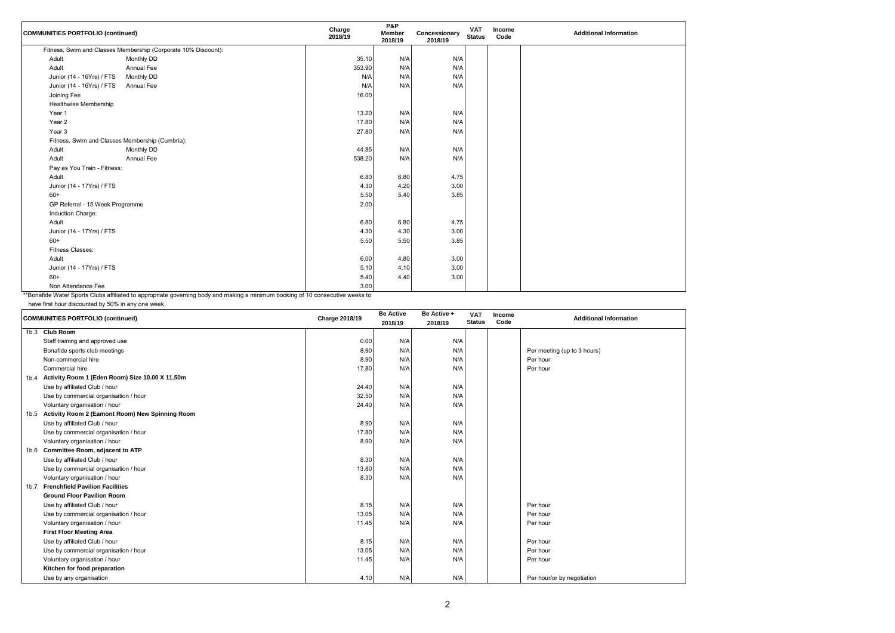| COMMUNITIES PORTFOLIO (continued) | | Charge 2018/19 | P&P Member 2018/19 | Concessionary 2018/19 | VAT Status | Income Code | Additional Information |
|---|---|---|---|---|---|---|---|
| Fitness, Swim and Classes Membership (Corporate 10% Discount): | | | | | | | |
| Adult | Monthly DD | 35.10 | N/A | N/A | | | |
| Adult | Annual Fee | 353.90 | N/A | N/A | | | |
| Junior (14 - 16Yrs) / FTS | Monthly DD | N/A | N/A | N/A | | | |
| Junior (14 - 16Yrs) / FTS | Annual Fee | N/A | N/A | N/A | | | |
| Joining Fee | | 16.00 | | | | | |
| Healthwise Membership | | | | | | | |
| Year 1 | | 13.20 | N/A | N/A | | | |
| Year 2 | | 17.80 | N/A | N/A | | | |
| Year 3 | | 27.80 | N/A | N/A | | | |
| Fitness, Swim and Classes Membership (Cumbria): | | | | | | | |
| Adult | Monthly DD | 44.85 | N/A | N/A | | | |
| Adult | Annual Fee | 538.20 | N/A | N/A | | | |
| Pay as You Train - Fitness: | | | | | | | |
| Adult | | 6.80 | 6.80 | 4.75 | | | |
| Junior (14 - 17Yrs) / FTS | | 4.30 | 4.20 | 3.00 | | | |
| 60+ | | 5.50 | 5.40 | 3.85 | | | |
| GP Referral - 15 Week Programme | | 2.00 | | | | | |
| Induction Charge: | | | | | | | |
| Adult | | 6.80 | 6.80 | 4.75 | | | |
| Junior (14 - 17Yrs) / FTS | | 4.30 | 4.30 | 3.00 | | | |
| 60+ | | 5.50 | 5.50 | 3.85 | | | |
| Fitness Classes: | | | | | | | |
| Adult | | 6.00 | 4.80 | 3.00 | | | |
| Junior (14 - 17Yrs) / FTS | | 5.10 | 4.10 | 3.00 | | | |
| 60+ | | 5.40 | 4.40 | 3.00 | | | |
| Non Attendance Fee | | 3.00 | | | | | |

**Bonafide Water Sports Clubs affiliated to appropriate governing body and making a minimum booking of 10 consecutive weeks to have first hour discounted by 50% in any one week.

| | COMMUNITIES PORTFOLIO (continued) | Charge 2018/19 | Be Active 2018/19 | Be Active + 2018/19 | VAT Status | Income Code | Additional Information |
|---|---|---|---|---|---|---|---|
| 1b.3 | **Club Room** | | | | | | |
| | Staff training and approved use | 0.00 | N/A | N/A | | | |
| | Bonafide sports club meetings | 8.90 | N/A | N/A | | | Per meeting (up to 3 hours) |
| | Non-commercial hire | 8.90 | N/A | N/A | | | Per hour |
| | Commercial hire | 17.80 | N/A | N/A | | | Per hour |
| 1b.4 | **Activity Room 1 (Eden Room) Size 10.00 X 11.50m** | | | | | | |
| | Use by affiliated Club / hour | 24.40 | N/A | N/A | | | |
| | Use by commercial organisation / hour | 32.50 | N/A | N/A | | | |
| | Voluntary organisation / hour | 24.40 | N/A | N/A | | | |
| 1b.5 | **Activity Room 2 (Eamont Room) New Spinning Room** | | | | | | |
| | Use by affiliated Club / hour | 8.90 | N/A | N/A | | | |
| | Use by commercial organisation / hour | 17.80 | N/A | N/A | | | |
| | Voluntary organisation / hour | 8.90 | N/A | N/A | | | |
| 1b.6 | **Committee Room, adjacent to ATP** | | | | | | |
| | Use by affiliated Club / hour | 8.30 | N/A | N/A | | | |
| | Use by commercial organisation / hour | 13.80 | N/A | N/A | | | |
| | Voluntary organisation / hour | 8.30 | N/A | N/A | | | |
| 1b.7 | **Frenchfield Pavilion Facilities** | | | | | | |
| | **Ground Floor Pavilion Room** | | | | | | |
| | Use by affiliated Club / hour | 8.15 | N/A | N/A | | | Per hour |
| | Use by commercial organisation / hour | 13.05 | N/A | N/A | | | Per hour |
| | Voluntary organisation / hour | 11.45 | N/A | N/A | | | Per hour |
| | **First Floor Meeting Area** | | | | | | |
| | Use by affiliated Club / hour | 8.15 | N/A | N/A | | | Per hour |
| | Use by commercial organisation / hour | 13.05 | N/A | N/A | | | Per hour |
| | Voluntary organisation / hour | 11.45 | N/A | N/A | | | Per hour |
| | **Kitchen for food preparation** | | | | | | |
| | Use by any organisation | 4.10 | N/A | N/A | | | Per hour/or by negotiation |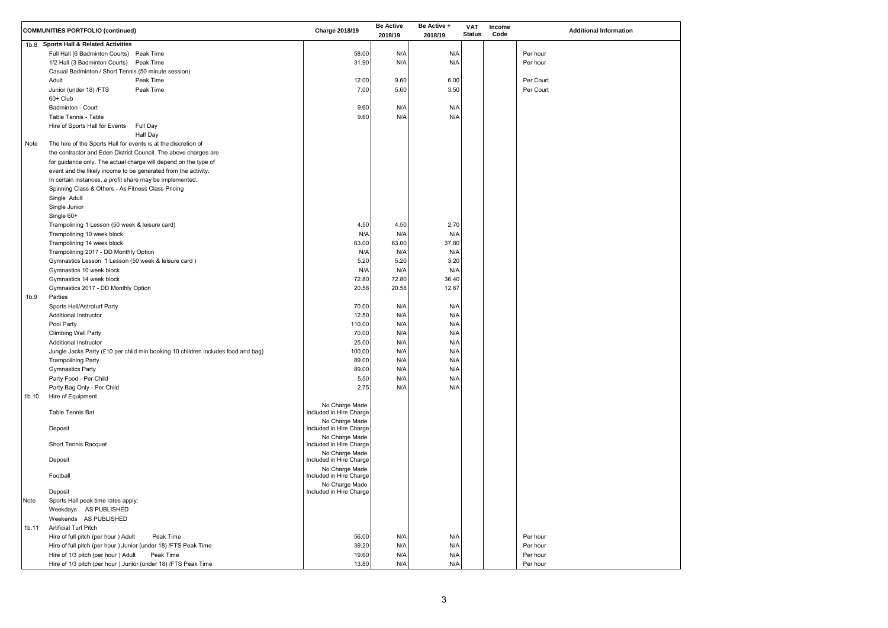| COMMUNITIES PORTFOLIO (continued) | | Charge 2018/19 | Be Active 2018/19 | Be Active + 2018/19 | VAT Status | Income Code | Additional Information |
|---|---|---|---|---|---|---|---|
| 1b.8 | **Sports Hall & Related Activities** | | | | | | |
| | Full Hall (6 Badminton Courts) Peak Time | 58.00 | N/A | N/A | | | Per hour |
| | 1/2 Hall (3 Badminton Courts) Peak Time | 31.90 | N/A | N/A | | | Per hour |
| | Casual Badminton / Short Tennis (50 minute session) | | | | | | |
| | Adult Peak Time | 12.00 | 9.60 | 6.00 | | | Per Court |
| | Junior (under 18) /FTS Peak Time | 7.00 | 5.60 | 3.50 | | | Per Court |
| | 60+ Club | | | | | | |
| | Badminton - Court | 9.60 | N/A | N/A | | | |
| | Table Tennis - Table | 9.60 | N/A | N/A | | | |
| | Hire of Sports Hall for Events Full Day | | | | | | |
| | Half Day | | | | | | |
| Note | The hire of the Sports Hall for events is at the discretion of | | | | | | |
| | the contractor and Eden District Council. The above charges are | | | | | | |
| | for guidance only. The actual charge will depend on the type of | | | | | | |
| | event and the likely income to be generated from the activity. | | | | | | |
| | In certain instances, a profit share may be implemented. | | | | | | |
| | Spinning Class & Others - As Fitness Class Pricing | | | | | | |
| | Single Adult | | | | | | |
| | Single Junior | | | | | | |
| | Single 60+ | | | | | | |
| | Trampolining 1 Lesson (50 week & leisure card) | 4.50 | 4.50 | 2.70 | | | |
| | Trampolining 10 week block | N/A | N/A | N/A | | | |
| | Trampolining 14 week block | 63.00 | 63.00 | 37.80 | | | |
| | Trampolining 2017 - DD Monthly Option | N/A | N/A | N/A | | | |
| | Gymnastics Lesson 1 Lesson (50 week & leisure card ) | 5.20 | 5.20 | 3.20 | | | |
| | Gymnastics 10 week block | N/A | N/A | N/A | | | |
| | Gymnastics 14 week block | 72.80 | 72.80 | 36.40 | | | |
| | Gymnastics 2017 - DD Monthly Option | 20.58 | 20.58 | 12.67 | | | |
| 1b.9 | Parties | | | | | | |
| | Sports Hall/Astroturf Party | 70.00 | N/A | N/A | | | |
| | Additional Instructor | 12.50 | N/A | N/A | | | |
| | Pool Party | 110.00 | N/A | N/A | | | |
| | Climbing Wall Party | 70.00 | N/A | N/A | | | |
| | Additional Instructor | 25.00 | N/A | N/A | | | |
| | Jungle Jacks Party (£10 per child min booking 10 children includes food and bag) | 100.00 | N/A | N/A | | | |
| | Trampolining Party | 89.00 | N/A | N/A | | | |
| | Gymnastics Party | 89.00 | N/A | N/A | | | |
| | Party Food - Per Child | 5.50 | N/A | N/A | | | |
| | Party Bag Only - Per Child | 2.75 | N/A | N/A | | | |
| 1b.10 | Hire of Equipment | | | | | | |
| | Table Tennis Bat | No Charge Made. Included in Hire Charge | | | | | |
| | Deposit | No Charge Made. Included in Hire Charge | | | | | |
| | Short Tennis Racquet | No Charge Made. Included in Hire Charge | | | | | |
| | Deposit | No Charge Made. Included in Hire Charge | | | | | |
| | Football | No Charge Made. Included in Hire Charge | | | | | |
| | Deposit | No Charge Made. Included in Hire Charge | | | | | |
| Note | Sports Hall peak time rates apply: | | | | | | |
| | Weekdays AS PUBLISHED | | | | | | |
| | Weekends AS PUBLISHED | | | | | | |
| 1b.11 | Artificial Turf Pitch | | | | | | |
| | Hire of full pitch (per hour ) Adult Peak Time | 56.00 | N/A | N/A | | | Per hour |
| | Hire of full pitch (per hour ) Junior (under 18) /FTS Peak Time | 39.20 | N/A | N/A | | | Per hour |
| | Hire of 1/3 pitch (per hour ) Adult Peak Time | 19.60 | N/A | N/A | | | Per hour |
| | Hire of 1/3 pitch (per hour ) Junior (under 18) /FTS Peak Time | 13.80 | N/A | N/A | | | Per hour |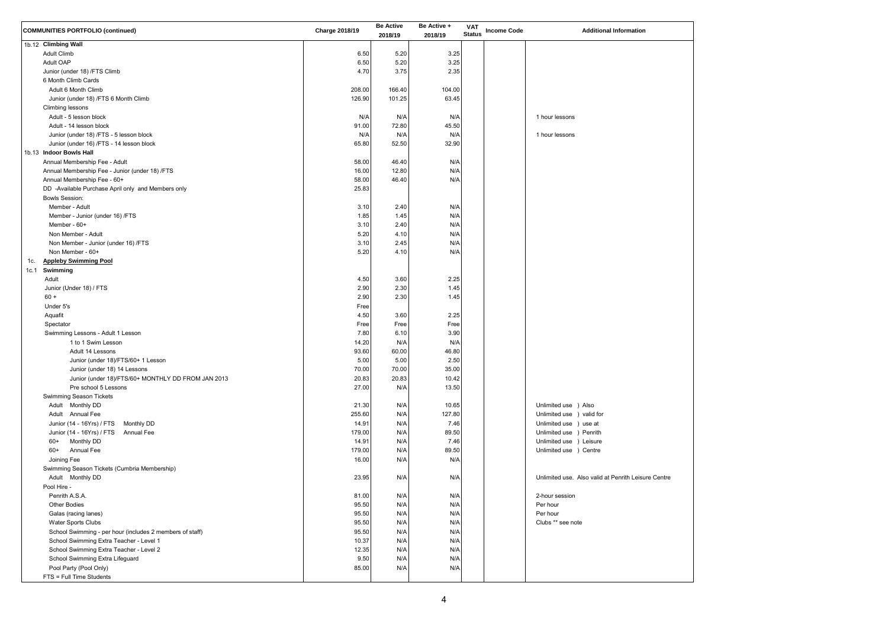| COMMUNITIES PORTFOLIO (continued) | Charge 2018/19 | Be Active 2018/19 | Be Active + 2018/19 | VAT Status | Income Code | Additional Information |
|---|---|---|---|---|---|---|
| 1b.12 **Climbing Wall** | | | | | | |
| Adult Climb | 6.50 | 5.20 | 3.25 | | | |
| Adult OAP | 6.50 | 5.20 | 3.25 | | | |
| Junior (under 18) /FTS Climb | 4.70 | 3.75 | 2.35 | | | |
| 6 Month Climb Cards | | | | | | |
| Adult 6 Month Climb | 208.00 | 166.40 | 104.00 | | | |
| Junior (under 18) /FTS 6 Month Climb | 126.90 | 101.25 | 63.45 | | | |
| Climbing lessons | | | | | | |
| Adult - 5 lesson block | N/A | N/A | N/A | | | 1 hour lessons |
| Adult - 14 lesson block | 91.00 | 72.80 | 45.50 | | | |
| Junior (under 18) /FTS - 5 lesson block | N/A | N/A | N/A | | | 1 hour lessons |
| Junior (under 16) /FTS - 14 lesson block | 65.80 | 52.50 | 32.90 | | | |
| 1b.13 **Indoor Bowls Hall** | | | | | | |
| Annual Membership Fee - Adult | 58.00 | 46.40 | N/A | | | |
| Annual Membership Fee - Junior (under 18) /FTS | 16.00 | 12.80 | N/A | | | |
| Annual Membership Fee - 60+ | 58.00 | 46.40 | N/A | | | |
| DD -Available Purchase April only and Members only | 25.83 | | | | | |
| Bowls Session: | | | | | | |
| Member - Adult | 3.10 | 2.40 | N/A | | | |
| Member - Junior (under 16) /FTS | 1.85 | 1.45 | N/A | | | |
| Member - 60+ | 3.10 | 2.40 | N/A | | | |
| Non Member - Adult | 5.20 | 4.10 | N/A | | | |
| Non Member - Junior (under 16) /FTS | 3.10 | 2.45 | N/A | | | |
| Non Member - 60+ | 5.20 | 4.10 | N/A | | | |
| 1c. **Appleby Swimming Pool** | | | | | | |
| 1c.1 **Swimming** | | | | | | |
| Adult | 4.50 | 3.60 | 2.25 | | | |
| Junior (Under 18) / FTS | 2.90 | 2.30 | 1.45 | | | |
| 60 + | 2.90 | 2.30 | 1.45 | | | |
| Under 5's | Free | | | | | |
| Aquafit | 4.50 | 3.60 | 2.25 | | | |
| Spectator | Free | Free | Free | | | |
| Swimming Lessons - Adult 1 Lesson | 7.80 | 6.10 | 3.90 | | | |
| 1 to 1 Swim Lesson | 14.20 | N/A | N/A | | | |
| Adult 14 Lessons | 93.60 | 60.00 | 46.80 | | | |
| Junior (under 18)/FTS/60+ 1 Lesson | 5.00 | 5.00 | 2.50 | | | |
| Junior (under 18) 14 Lessons | 70.00 | 70.00 | 35.00 | | | |
| Junior (under 18)/FTS/60+ MONTHLY DD FROM JAN 2013 | 20.83 | 20.83 | 10.42 | | | |
| Pre school 5 Lessons | 27.00 | N/A | 13.50 | | | |
| Swimming Season Tickets | | | | | | |
| Adult Monthly DD | 21.30 | N/A | 10.65 | | | Unlimited use ) Also |
| Adult Annual Fee | 255.60 | N/A | 127.80 | | | Unlimited use ) valid for |
| Junior (14 - 16Yrs) / FTS Monthly DD | 14.91 | N/A | 7.46 | | | Unlimited use ) use at |
| Junior (14 - 16Yrs) / FTS Annual Fee | 179.00 | N/A | 89.50 | | | Unlimited use ) Penrith |
| 60+ Monthly DD | 14.91 | N/A | 7.46 | | | Unlimited use ) Leisure |
| 60+ Annual Fee | 179.00 | N/A | 89.50 | | | Unlimited use ) Centre |
| Joining Fee | 16.00 | N/A | N/A | | | |
| Swimming Season Tickets (Cumbria Membership) | | | | | | |
| Adult Monthly DD | 23.95 | N/A | N/A | | | Unlimited use. Also valid at Penrith Leisure Centre |
| Pool Hire - | | | | | | |
| Penrith A.S.A. | 81.00 | N/A | N/A | | | 2-hour session |
| Other Bodies | 95.50 | N/A | N/A | | | Per hour |
| Galas (racing lanes) | 95.50 | N/A | N/A | | | Per hour |
| Water Sports Clubs | 95.50 | N/A | N/A | | | Clubs ** see note |
| School Swimming - per hour (includes 2 members of staff) | 95.50 | N/A | N/A | | | |
| School Swimming Extra Teacher - Level 1 | 10.37 | N/A | N/A | | | |
| School Swimming Extra Teacher - Level 2 | 12.35 | N/A | N/A | | | |
| School Swimming Extra Lifeguard | 9.50 | N/A | N/A | | | |
| Pool Party (Pool Only) | 85.00 | N/A | N/A | | | |
| FTS = Full Time Students | | | | | | |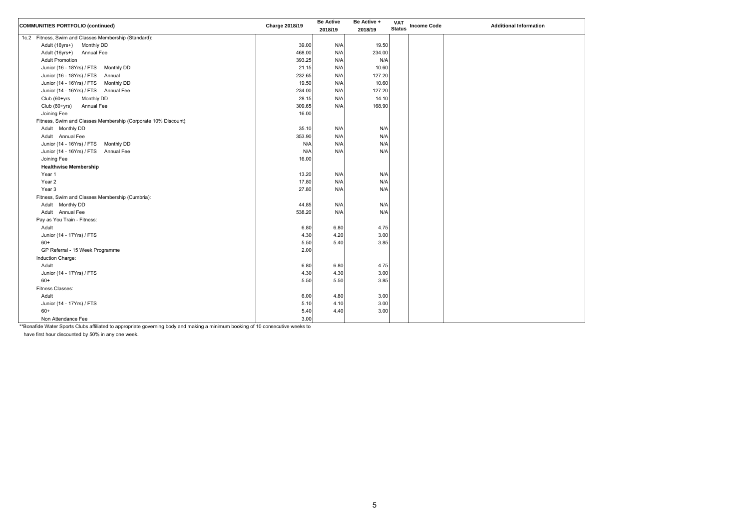| COMMUNITIES PORTFOLIO (continued) | Charge 2018/19 | Be Active 2018/19 | Be Active + 2018/19 | VAT Status | Income Code | Additional Information |
|---|---|---|---|---|---|---|
| 1c.2 Fitness, Swim and Classes Membership (Standard): | | | | | | |
| Adult (16yrs+) Monthly DD | 39.00 | N/A | 19.50 | | | |
| Adult (16yrs+) Annual Fee | 468.00 | N/A | 234.00 | | | |
| Adult Promotion | 393.25 | N/A | N/A | | | |
| Junior (16 - 18Yrs) / FTS Monthly DD | 21.15 | N/A | 10.60 | | | |
| Junior (16 - 18Yrs) / FTS Annual | 232.65 | N/A | 127.20 | | | |
| Junior (14 - 16Yrs) / FTS Monthly DD | 19.50 | N/A | 10.60 | | | |
| Junior (14 - 16Yrs) / FTS Annual Fee | 234.00 | N/A | 127.20 | | | |
| Club (60+yrs Monthly DD | 28.15 | N/A | 14.10 | | | |
| Club (60+yrs) Annual Fee | 309.65 | N/A | 168.90 | | | |
| Joining Fee | 16.00 | | | | | |
| Fitness, Swim and Classes Membership (Corporate 10% Discount): | | | | | | |
| Adult Monthly DD | 35.10 | N/A | N/A | | | |
| Adult Annual Fee | 353.90 | N/A | N/A | | | |
| Junior (14 - 16Yrs) / FTS Monthly DD | N/A | N/A | N/A | | | |
| Junior (14 - 16Yrs) / FTS Annual Fee | N/A | N/A | N/A | | | |
| Joining Fee | 16.00 | | | | | |
| **Healthwise Membership** | | | | | | |
| Year 1 | 13.20 | N/A | N/A | | | |
| Year 2 | 17.80 | N/A | N/A | | | |
| Year 3 | 27.80 | N/A | N/A | | | |
| Fitness, Swim and Classes Membership (Cumbria): | | | | | | |
| Adult Monthly DD | 44.85 | N/A | N/A | | | |
| Adult Annual Fee | 538.20 | N/A | N/A | | | |
| Pay as You Train - Fitness: | | | | | | |
| Adult | 6.80 | 6.80 | 4.75 | | | |
| Junior (14 - 17Yrs) / FTS | 4.30 | 4.20 | 3.00 | | | |
| 60+ | 5.50 | 5.40 | 3.85 | | | |
| GP Referral - 15 Week Programme | 2.00 | | | | | |
| Induction Charge: | | | | | | |
| Adult | 6.80 | 6.80 | 4.75 | | | |
| Junior (14 - 17Yrs) / FTS | 4.30 | 4.30 | 3.00 | | | |
| 60+ | 5.50 | 5.50 | 3.85 | | | |
| Fitness Classes: | | | | | | |
| Adult | 6.00 | 4.80 | 3.00 | | | |
| Junior (14 - 17Yrs) / FTS | 5.10 | 4.10 | 3.00 | | | |
| 60+ | 5.40 | 4.40 | 3.00 | | | |
| Non Attendance Fee | 3.00 | | | | | |

**Bonafide Water Sports Clubs affiliated to appropriate governing body and making a minimum booking of 10 consecutive weeks to have first hour discounted by 50% in any one week.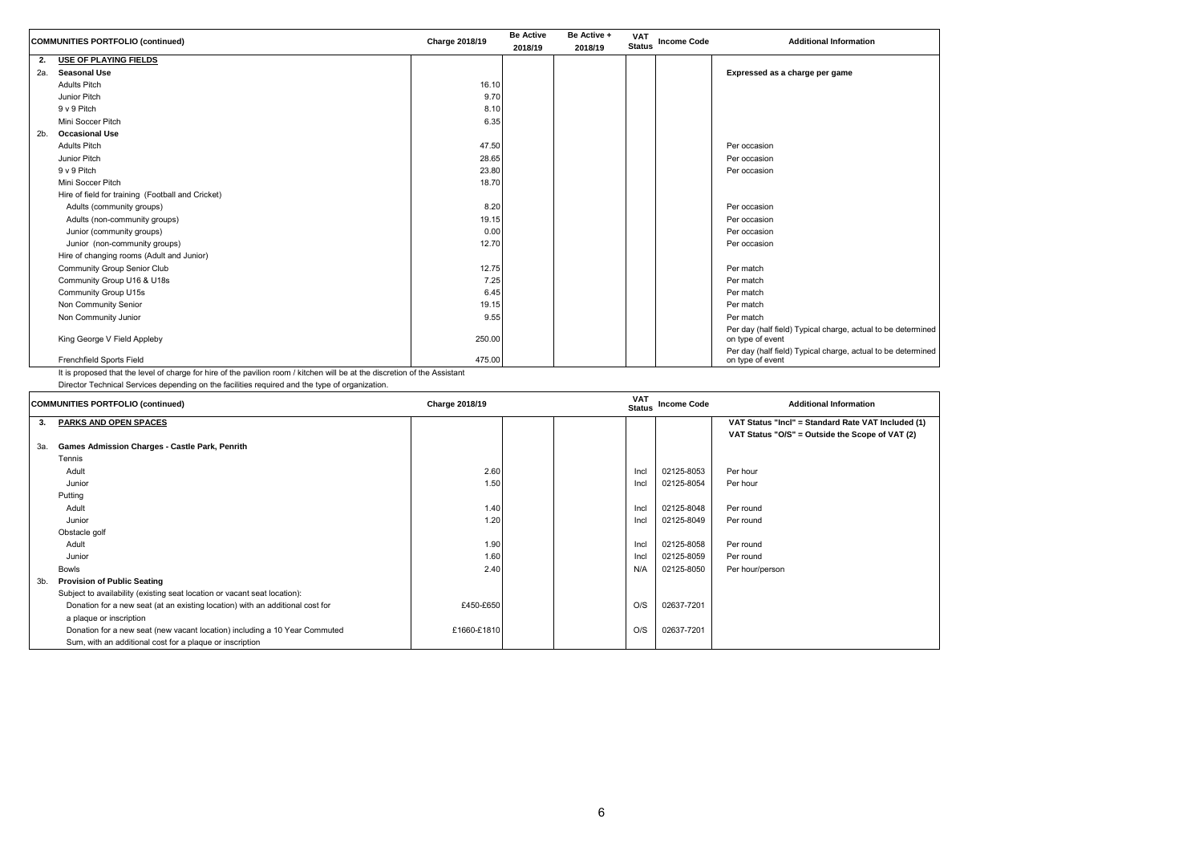| | COMMUNITIES PORTFOLIO (continued) | Charge 2018/19 | Be Active 2018/19 | Be Active + 2018/19 | VAT Status | Income Code | Additional Information |
|---|---|---|---|---|---|---|---|
| 2. | USE OF PLAYING FIELDS | | | | | | |
| 2a. | Seasonal Use | | | | | | Expressed as a charge per game |
| | Adults Pitch | 16.10 | | | | | |
| | Junior Pitch | 9.70 | | | | | |
| | 9 v 9 Pitch | 8.10 | | | | | |
| | Mini Soccer Pitch | 6.35 | | | | | |
| 2b. | Occasional Use | | | | | | |
| | Adults Pitch | 47.50 | | | | | Per occasion |
| | Junior Pitch | 28.65 | | | | | Per occasion |
| | 9 v 9 Pitch | 23.80 | | | | | Per occasion |
| | Mini Soccer Pitch | 18.70 | | | | | |
| | Hire of field for training (Football and Cricket) | | | | | | |
| | Adults (community groups) | 8.20 | | | | | Per occasion |
| | Adults (non-community groups) | 19.15 | | | | | Per occasion |
| | Junior (community groups) | 0.00 | | | | | Per occasion |
| | Junior (non-community groups) | 12.70 | | | | | Per occasion |
| | Hire of changing rooms (Adult and Junior) | | | | | | |
| | Community Group Senior Club | 12.75 | | | | | Per match |
| | Community Group U16 & U18s | 7.25 | | | | | Per match |
| | Community Group U15s | 6.45 | | | | | Per match |
| | Non Community Senior | 19.15 | | | | | Per match |
| | Non Community Junior | 9.55 | | | | | Per match |
| | King George V Field Appleby | 250.00 | | | | | Per day (half field) Typical charge, actual to be determined on type of event |
| | Frenchfield Sports Field | 475.00 | | | | | Per day (half field) Typical charge, actual to be determined on type of event |

It is proposed that the level of charge for hire of the pavilion room / kitchen will be at the discretion of the Assistant Director Technical Services depending on the facilities required and the type of organization.

| | COMMUNITIES PORTFOLIO (continued) | Charge 2018/19 | | | VAT Status | Income Code | Additional Information |
|---|---|---|---|---|---|---|---|
| 3. | PARKS AND OPEN SPACES | | | | | | VAT Status "Incl" = Standard Rate VAT Included (1)<br>VAT Status "O/S" = Outside the Scope of VAT (2) |
| 3a. | Games Admission Charges - Castle Park, Penrith | | | | | | |
| | Tennis | | | | | | |
| | Adult | 2.60 | | | Incl | 02125-8053 | Per hour |
| | Junior | 1.50 | | | Incl | 02125-8054 | Per hour |
| | Putting | | | | | | |
| | Adult | 1.40 | | | Incl | 02125-8048 | Per round |
| | Junior | 1.20 | | | Incl | 02125-8049 | Per round |
| | Obstacle golf | | | | | | |
| | Adult | 1.90 | | | Incl | 02125-8058 | Per round |
| | Junior | 1.60 | | | Incl | 02125-8059 | Per round |
| | Bowls | 2.40 | | | N/A | 02125-8050 | Per hour/person |
| 3b. | Provision of Public Seating | | | | | | |
| | Subject to availability (existing seat location or vacant seat location): | | | | | | |
| | Donation for a new seat (at an existing location) with an additional cost for a plaque or inscription | £450-£650 | | | O/S | 02637-7201 | |
| | Donation for a new seat (new vacant location) including a 10 Year Commuted Sum, with an additional cost for a plaque or inscription | £1660-£1810 | | | O/S | 02637-7201 | |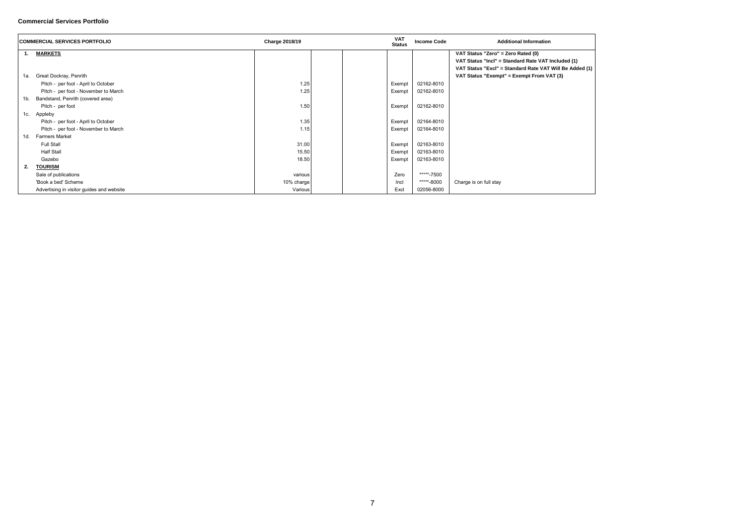**Commercial Services Portfolio**

| COMMERCIAL SERVICES PORTFOLIO | | Charge 2018/19 | | | VAT Status | Income Code | Additional Information |
|---|---|---|---|---|---|---|---|
| **1.** | **MARKETS** | | | | | | **VAT Status "Zero" = Zero Rated (0)** |
| | | | | | | | **VAT Status "Incl" = Standard Rate VAT Included (1)** |
| | | | | | | | **VAT Status "Excl" = Standard Rate VAT Will Be Added (1)** |
| 1a. | Great Dockray, Penrith | | | | | | **VAT Status "Exempt" = Exempt From VAT (3)** |
| | Pitch - per foot - April to October | 1.25 | | | Exempt | 02162-8010 | |
| | Pitch - per foot - November to March | 1.25 | | | Exempt | 02162-8010 | |
| 1b. | Bandstand, Penrith (covered area) | | | | | | |
| | Pitch - per foot | 1.50 | | | Exempt | 02162-8010 | |
| 1c. | Appleby | | | | | | |
| | Pitch - per foot - April to October | 1.35 | | | Exempt | 02164-8010 | |
| | Pitch - per foot - November to March | 1.15 | | | Exempt | 02164-8010 | |
| 1d. | Farmers Market | | | | | | |
| | Full Stall | 31.00 | | | Exempt | 02163-8010 | |
| | Half Stall | 15.50 | | | Exempt | 02163-8010 | |
| | Gazebo | 18.50 | | | Exempt | 02163-8010 | |
| **2.** | **TOURISM** | | | | | | |
| | Sale of publications | various | | | Zero | *****-7500 | |
| | 'Book a bed' Scheme | 10% charge | | | Incl | *****-8000 | Charge is on full stay |
| | Advertising in visitor guides and website | Various | | | Excl | 02056-8000 | |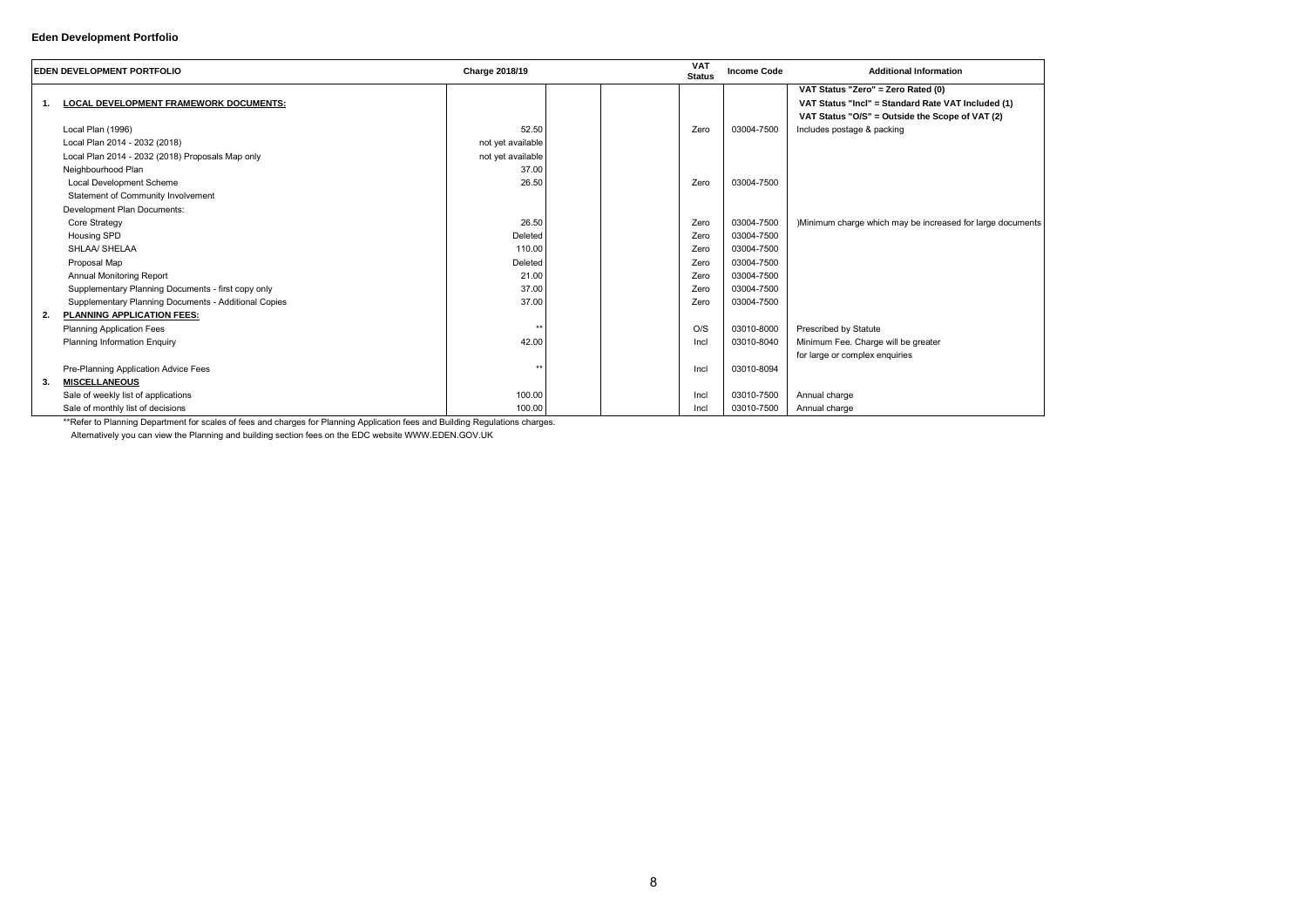## Eden Development Portfolio

| | EDEN DEVELOPMENT PORTFOLIO | Charge 2018/19 | | | VAT Status | Income Code | Additional Information |
|---|---|---|---|---|---|---|---|
| | | | | | | | **VAT Status "Zero" = Zero Rated (0)** |
| **1.** | **LOCAL DEVELOPMENT FRAMEWORK DOCUMENTS:** | | | | | | **VAT Status "Incl" = Standard Rate VAT Included (1)** |
| | | | | | | | **VAT Status "O/S" = Outside the Scope of VAT (2)** |
| | Local Plan (1996) | 52.50 | | | Zero | 03004-7500 | Includes postage & packing |
| | Local Plan 2014 - 2032 (2018) | not yet available | | | | | |
| | Local Plan 2014 - 2032 (2018) Proposals Map only | not yet available | | | | | |
| | Neighbourhood Plan | 37.00 | | | | | |
| | Local Development Scheme | 26.50 | | | Zero | 03004-7500 | |
| | Statement of Community Involvement | | | | | | |
| | Development Plan Documents: | | | | | | |
| | Core Strategy | 26.50 | | | Zero | 03004-7500 | )Minimum charge which may be increased for large documents |
| | Housing SPD | Deleted | | | Zero | 03004-7500 | |
| | SHLAA/ SHELAA | 110.00 | | | Zero | 03004-7500 | |
| | Proposal Map | Deleted | | | Zero | 03004-7500 | |
| | Annual Monitoring Report | 21.00 | | | Zero | 03004-7500 | |
| | Supplementary Planning Documents - first copy only | 37.00 | | | Zero | 03004-7500 | |
| | Supplementary Planning Documents - Additional Copies | 37.00 | | | Zero | 03004-7500 | |
| **2.** | **PLANNING APPLICATION FEES:** | | | | | | |
| | Planning Application Fees | ** | | | O/S | 03010-8000 | Prescribed by Statute |
| | Planning Information Enquiry | 42.00 | | | Incl | 03010-8040 | Minimum Fee. Charge will be greater |
| | | | | | | | for large or complex enquiries |
| | Pre-Planning Application Advice Fees | ** | | | Incl | 03010-8094 | |
| **3.** | **MISCELLANEOUS** | | | | | | |
| | Sale of weekly list of applications | 100.00 | | | Incl | 03010-7500 | Annual charge |
| | Sale of monthly list of decisions | 100.00 | | | Incl | 03010-7500 | Annual charge |

**Refer to Planning Department for scales of fees and charges for Planning Application fees and Building Regulations charges.

Alternatively you can view the Planning and building section fees on the EDC website WWW.EDEN.GOV.UK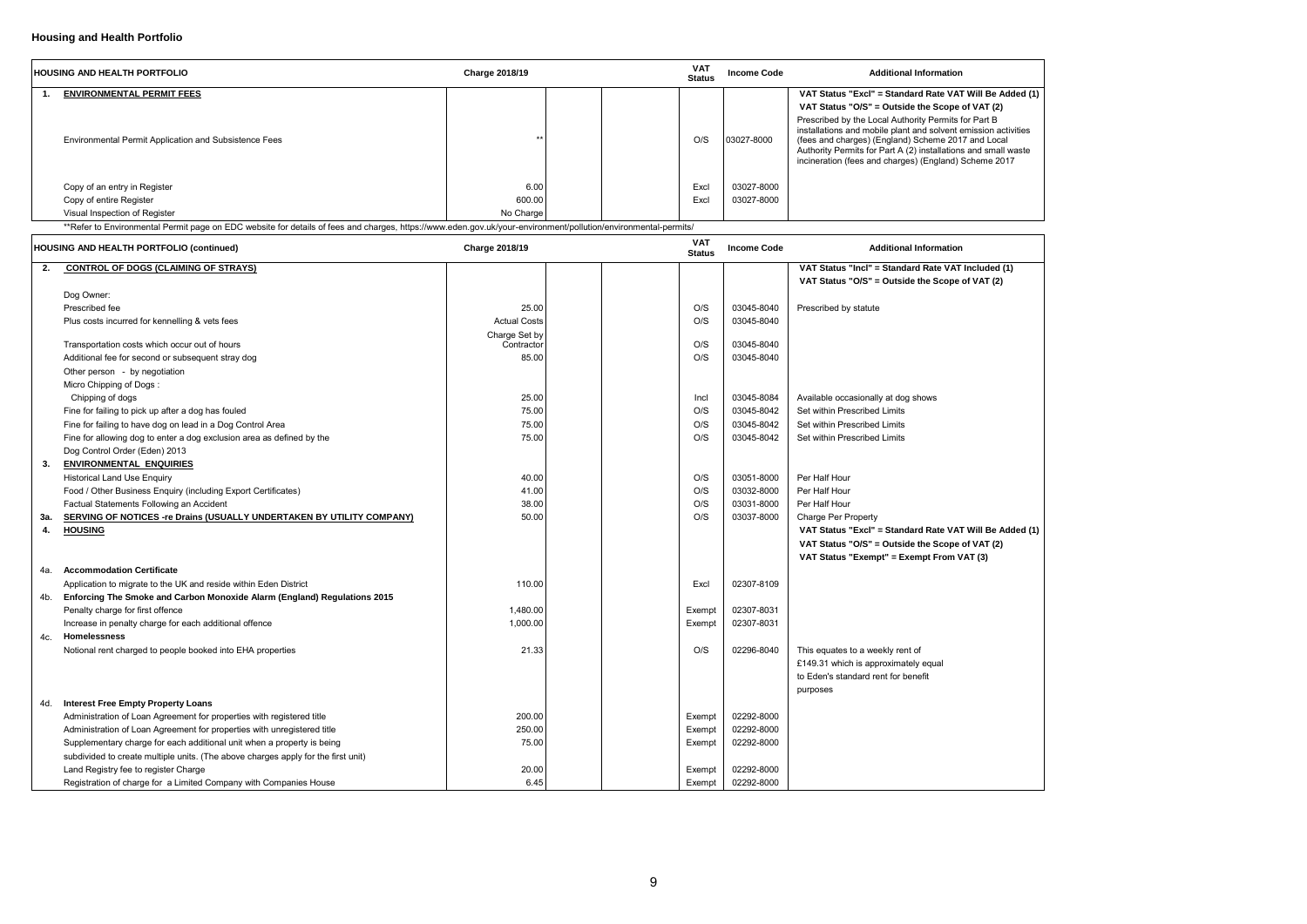# Housing and Health Portfolio

| | HOUSING AND HEALTH PORTFOLIO | Charge 2018/19 | | | VAT Status | Income Code | Additional Information |
|---|---|---|---|---|---|---|---|
| 1. | **ENVIRONMENTAL PERMIT FEES** | | | | | | **VAT Status "Excl" = Standard Rate VAT Will Be Added (1)** **VAT Status "O/S" = Outside the Scope of VAT (2)** |
| | Environmental Permit Application and Subsistence Fees | ** | | | O/S | 03027-8000 | Prescribed by the Local Authority Permits for Part B installations and mobile plant and solvent emission activities (fees and charges) (England) Scheme 2017 and Local Authority Permits for Part A (2) installations and small waste incineration (fees and charges) (England) Scheme 2017 |
| | Copy of an entry in Register | 6.00 | | | Excl | 03027-8000 | |
| | Copy of entire Register | 600.00 | | | Excl | 03027-8000 | |
| | Visual Inspection of Register | No Charge | | | | | |

**Refer to Environmental Permit page on EDC website for details of fees and charges, https://www.eden.gov.uk/your-environment/pollution/environmental-permits/

| | HOUSING AND HEALTH PORTFOLIO (continued) | Charge 2018/19 | | | VAT Status | Income Code | Additional Information |
|---|---|---|---|---|---|---|---|
| 2. | **CONTROL OF DOGS (CLAIMING OF STRAYS)** | | | | | | **VAT Status "Incl" = Standard Rate VAT Included (1)** **VAT Status "O/S" = Outside the Scope of VAT (2)** |
| | Dog Owner: | | | | | | |
| | Prescribed fee | 25.00 | | | O/S | 03045-8040 | Prescribed by statute |
| | Plus costs incurred for kennelling & vets fees | Actual Costs | | | O/S | 03045-8040 | |
| | Transportation costs which occur out of hours | Charge Set by Contractor | | | O/S | 03045-8040 | |
| | Additional fee for second or subsequent stray dog | 85.00 | | | O/S | 03045-8040 | |
| | Other person - by negotiation | | | | | | |
| | Micro Chipping of Dogs : | | | | | | |
| | Chipping of dogs | 25.00 | | | Incl | 03045-8084 | Available occasionally at dog shows |
| | Fine for failing to pick up after a dog has fouled | 75.00 | | | O/S | 03045-8042 | Set within Prescribed Limits |
| | Fine for failing to have dog on lead in a Dog Control Area | 75.00 | | | O/S | 03045-8042 | Set within Prescribed Limits |
| | Fine for allowing dog to enter a dog exclusion area as defined by the Dog Control Order (Eden) 2013 | 75.00 | | | O/S | 03045-8042 | Set within Prescribed Limits |
| 3. | **ENVIRONMENTAL ENQUIRIES** | | | | | | |
| | Historical Land Use Enquiry | 40.00 | | | O/S | 03051-8000 | Per Half Hour |
| | Food / Other Business Enquiry (including Export Certificates) | 41.00 | | | O/S | 03032-8000 | Per Half Hour |
| | Factual Statements Following an Accident | 38.00 | | | O/S | 03031-8000 | Per Half Hour |
| 3a. | **SERVING OF NOTICES -re Drains (USUALLY UNDERTAKEN BY UTILITY COMPANY)** | 50.00 | | | O/S | 03037-8000 | Charge Per Property |
| 4. | **HOUSING** | | | | | | **VAT Status "Excl" = Standard Rate VAT Will Be Added (1)** **VAT Status "O/S" = Outside the Scope of VAT (2)** **VAT Status "Exempt" = Exempt From VAT (3)** |
| 4a. | **Accommodation Certificate** | | | | | | |
| | Application to migrate to the UK and reside within Eden District | 110.00 | | | Excl | 02307-8109 | |
| 4b. | **Enforcing The Smoke and Carbon Monoxide Alarm (England) Regulations 2015** | | | | | | |
| | Penalty charge for first offence | 1,480.00 | | | Exempt | 02307-8031 | |
| | Increase in penalty charge for each additional offence | 1,000.00 | | | Exempt | 02307-8031 | |
| 4c. | **Homelessness** | | | | | | |
| | Notional rent charged to people booked into EHA properties | 21.33 | | | O/S | 02296-8040 | This equates to a weekly rent of £149.31 which is approximately equal to Eden's standard rent for benefit purposes |
| 4d. | **Interest Free Empty Property Loans** | | | | | | |
| | Administration of Loan Agreement for properties with registered title | 200.00 | | | Exempt | 02292-8000 | |
| | Administration of Loan Agreement for properties with unregistered title | 250.00 | | | Exempt | 02292-8000 | |
| | Supplementary charge for each additional unit when a property is being subdivided to create multiple units. (The above charges apply for the first unit) | 75.00 | | | Exempt | 02292-8000 | |
| | Land Registry fee to register Charge | 20.00 | | | Exempt | 02292-8000 | |
| | Registration of charge for a Limited Company with Companies House | 6.45 | | | Exempt | 02292-8000 | |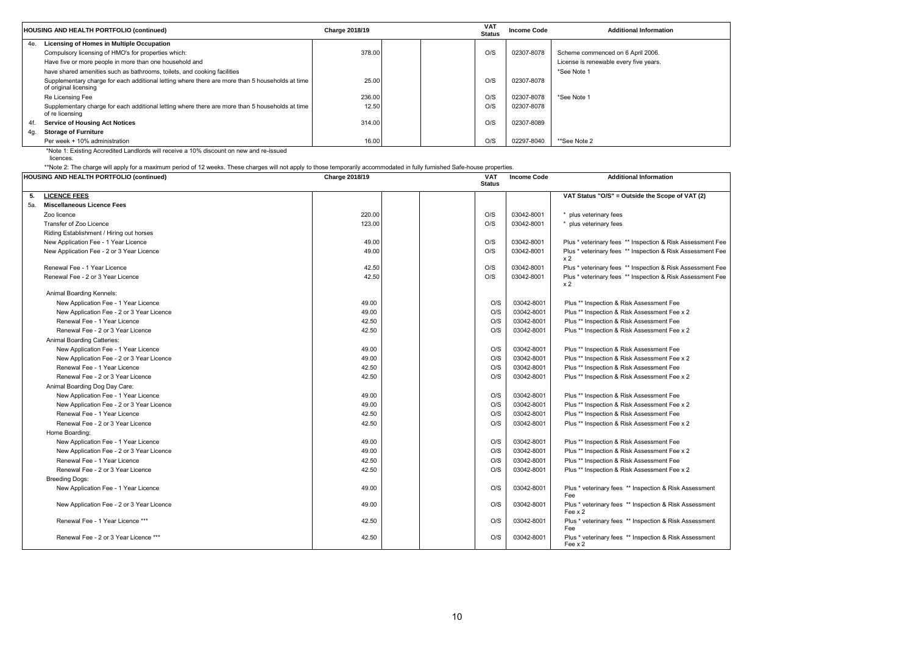| HOUSING AND HEALTH PORTFOLIO (continued) | Charge 2018/19 | | | VAT Status | Income Code | Additional Information |
|---|---|---|---|---|---|---|
| 4e. **Licensing of Homes in Multiple Occupation** | | | | | | |
| Compulsory licensing of HMO's for properties which: | 378.00 | | | O/S | 02307-8078 | Scheme commenced on 6 April 2006. |
| Have five or more people in more than one household and | | | | | | License is renewable every five years. |
| have shared amenities such as bathrooms, toilets, and cooking facilities | | | | | | *See Note 1 |
| Supplementary charge for each additional letting where there are more than 5 households at time of original licensing | 25.00 | | | O/S | 02307-8078 | |
| Re Licensing Fee | 236.00 | | | O/S | 02307-8078 | *See Note 1 |
| Supplementary charge for each additional letting where there are more than 5 households at time of re licensing | 12.50 | | | O/S | 02307-8078 | |
| 4f. **Service of Housing Act Notices** | 314.00 | | | O/S | 02307-8089 | |
| 4g. **Storage of Furniture** | | | | | | |
| Per week + 10% administration | 16.00 | | | O/S | 02297-8040 | **See Note 2 |

*Note 1: Existing Accredited Landlords will receive a 10% discount on new and re-issued licences.

**Note 2: The charge will apply for a maximum period of 12 weeks. These charges will not apply to those temporarily accommodated in fully furnished Safe-house properties.

| HOUSING AND HEALTH PORTFOLIO (continued) | Charge 2018/19 | | | VAT Status | Income Code | Additional Information |
|---|---|---|---|---|---|---|
| 5. **LICENCE FEES** | | | | | | VAT Status "O/S" = Outside the Scope of VAT (2) |
| 5a. **Miscellaneous Licence Fees** | | | | | | |
| Zoo licence | 220.00 | | | O/S | 03042-8001 | * plus veterinary fees |
| Transfer of Zoo Licence | 123.00 | | | O/S | 03042-8001 | * plus veterinary fees |
| Riding Establishment / Hiring out horses | | | | | | |
| New Application Fee - 1 Year Licence | 49.00 | | | O/S | 03042-8001 | Plus * veterinary fees ** Inspection & Risk Assessment Fee |
| New Application Fee - 2 or 3 Year Licence | 49.00 | | | O/S | 03042-8001 | Plus * veterinary fees ** Inspection & Risk Assessment Fee x 2 |
| Renewal Fee - 1 Year Licence | 42.50 | | | O/S | 03042-8001 | Plus * veterinary fees ** Inspection & Risk Assessment Fee |
| Renewal Fee - 2 or 3 Year Licence | 42.50 | | | O/S | 03042-8001 | Plus * veterinary fees ** Inspection & Risk Assessment Fee x 2 |
| Animal Boarding Kennels: | | | | | | |
| New Application Fee - 1 Year Licence | 49.00 | | | O/S | 03042-8001 | Plus ** Inspection & Risk Assessment Fee |
| New Application Fee - 2 or 3 Year Licence | 49.00 | | | O/S | 03042-8001 | Plus ** Inspection & Risk Assessment Fee x 2 |
| Renewal Fee - 1 Year Licence | 42.50 | | | O/S | 03042-8001 | Plus ** Inspection & Risk Assessment Fee |
| Renewal Fee - 2 or 3 Year Licence | 42.50 | | | O/S | 03042-8001 | Plus ** Inspection & Risk Assessment Fee x 2 |
| Animal Boarding Catteries: | | | | | | |
| New Application Fee - 1 Year Licence | 49.00 | | | O/S | 03042-8001 | Plus ** Inspection & Risk Assessment Fee |
| New Application Fee - 2 or 3 Year Licence | 49.00 | | | O/S | 03042-8001 | Plus ** Inspection & Risk Assessment Fee x 2 |
| Renewal Fee - 1 Year Licence | 42.50 | | | O/S | 03042-8001 | Plus ** Inspection & Risk Assessment Fee |
| Renewal Fee - 2 or 3 Year Licence | 42.50 | | | O/S | 03042-8001 | Plus ** Inspection & Risk Assessment Fee x 2 |
| Animal Boarding Dog Day Care: | | | | | | |
| New Application Fee - 1 Year Licence | 49.00 | | | O/S | 03042-8001 | Plus ** Inspection & Risk Assessment Fee |
| New Application Fee - 2 or 3 Year Licence | 49.00 | | | O/S | 03042-8001 | Plus ** Inspection & Risk Assessment Fee x 2 |
| Renewal Fee - 1 Year Licence | 42.50 | | | O/S | 03042-8001 | Plus ** Inspection & Risk Assessment Fee |
| Renewal Fee - 2 or 3 Year Licence | 42.50 | | | O/S | 03042-8001 | Plus ** Inspection & Risk Assessment Fee x 2 |
| Home Boarding: | | | | | | |
| New Application Fee - 1 Year Licence | 49.00 | | | O/S | 03042-8001 | Plus ** Inspection & Risk Assessment Fee |
| New Application Fee - 2 or 3 Year Licence | 49.00 | | | O/S | 03042-8001 | Plus ** Inspection & Risk Assessment Fee x 2 |
| Renewal Fee - 1 Year Licence | 42.50 | | | O/S | 03042-8001 | Plus ** Inspection & Risk Assessment Fee |
| Renewal Fee - 2 or 3 Year Licence | 42.50 | | | O/S | 03042-8001 | Plus ** Inspection & Risk Assessment Fee x 2 |
| Breeding Dogs: | | | | | | |
| New Application Fee - 1 Year Licence | 49.00 | | | O/S | 03042-8001 | Plus * veterinary fees ** Inspection & Risk Assessment Fee |
| New Application Fee - 2 or 3 Year Licence | 49.00 | | | O/S | 03042-8001 | Plus * veterinary fees ** Inspection & Risk Assessment Fee x 2 |
| Renewal Fee - 1 Year Licence *** | 42.50 | | | O/S | 03042-8001 | Plus * veterinary fees ** Inspection & Risk Assessment Fee |
| Renewal Fee - 2 or 3 Year Licence *** | 42.50 | | | O/S | 03042-8001 | Plus * veterinary fees ** Inspection & Risk Assessment Fee x 2 |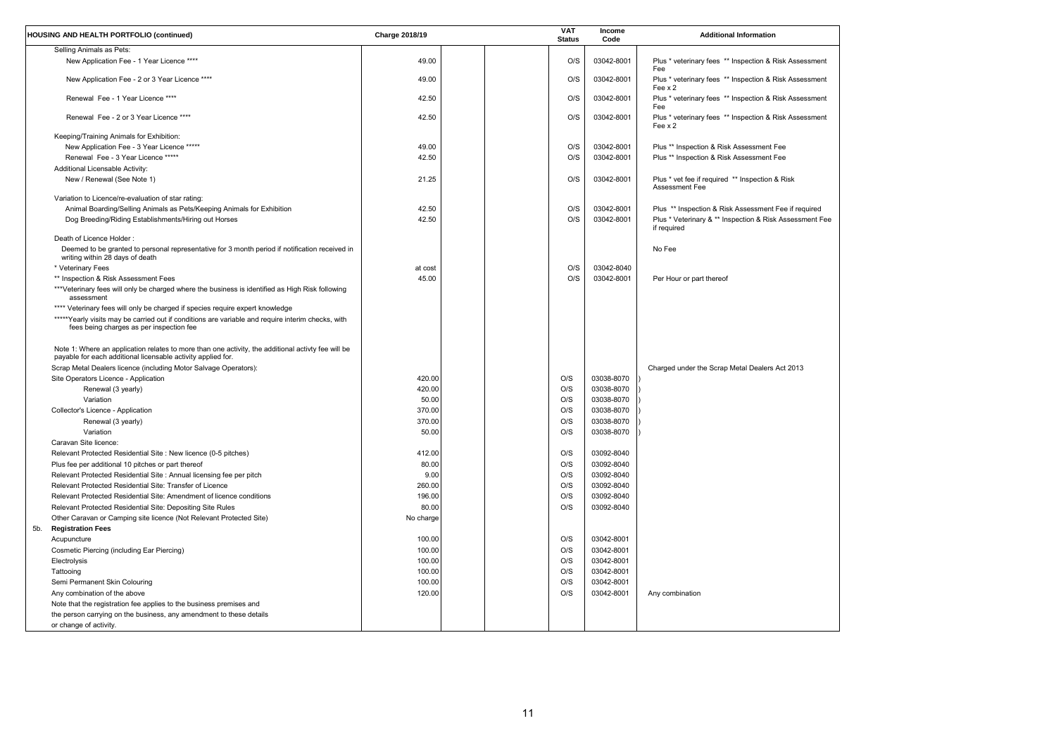| HOUSING AND HEALTH PORTFOLIO (continued) | Charge 2018/19 | | | VAT Status | Income Code | Additional Information |
|---|---|---|---|---|---|---|
| Selling Animals as Pets: | | | | | | |
| New Application Fee - 1 Year Licence **** | 49.00 | | | O/S | 03042-8001 | Plus * veterinary fees ** Inspection & Risk Assessment Fee |
| New Application Fee - 2 or 3 Year Licence **** | 49.00 | | | O/S | 03042-8001 | Plus * veterinary fees ** Inspection & Risk Assessment Fee x 2 |
| Renewal Fee - 1 Year Licence **** | 42.50 | | | O/S | 03042-8001 | Plus * veterinary fees ** Inspection & Risk Assessment Fee |
| Renewal Fee - 2 or 3 Year Licence **** | 42.50 | | | O/S | 03042-8001 | Plus * veterinary fees ** Inspection & Risk Assessment Fee x 2 |
| Keeping/Training Animals for Exhibition: | | | | | | |
| New Application Fee - 3 Year Licence ***** | 49.00 | | | O/S | 03042-8001 | Plus ** Inspection & Risk Assessment Fee |
| Renewal Fee - 3 Year Licence ***** | 42.50 | | | O/S | 03042-8001 | Plus ** Inspection & Risk Assessment Fee |
| Additional Licensable Activity: | | | | | | |
| New / Renewal (See Note 1) | 21.25 | | | O/S | 03042-8001 | Plus * vet fee if required ** Inspection & Risk Assessment Fee |
| Variation to Licence/re-evaluation of star rating: | | | | | | |
| Animal Boarding/Selling Animals as Pets/Keeping Animals for Exhibition | 42.50 | | | O/S | 03042-8001 | Plus ** Inspection & Risk Assessment Fee if required |
| Dog Breeding/Riding Establishments/Hiring out Horses | 42.50 | | | O/S | 03042-8001 | Plus * Veterinary & ** Inspection & Risk Assessment Fee if required |
| Death of Licence Holder : | | | | | | |
| Deemed to be granted to personal representative for 3 month period if notification received in writing within 28 days of death | | | | | | No Fee |
| * Veterinary Fees | at cost | | | O/S | 03042-8040 | |
| ** Inspection & Risk Assessment Fees | 45.00 | | | O/S | 03042-8001 | Per Hour or part thereof |
| ***Veterinary fees will only be charged where the business is identified as High Risk following assessment | | | | | | |
| **** Veterinary fees will only be charged if species require expert knowledge | | | | | | |
| *****Yearly visits may be carried out if conditions are variable and require interim checks, with fees being charges as per inspection fee | | | | | | |
| Note 1: Where an application relates to more than one activity, the additional activty fee will be payable for each additional licensable activity applied for. | | | | | | |
| Scrap Metal Dealers licence (including Motor Salvage Operators): | | | | | | Charged under the Scrap Metal Dealers Act 2013 |
| Site Operators Licence - Application | 420.00 | | | O/S | 03038-8070 | ) |
| Renewal (3 yearly) | 420.00 | | | O/S | 03038-8070 | ) |
| Variation | 50.00 | | | O/S | 03038-8070 | ) |
| Collector's Licence - Application | 370.00 | | | O/S | 03038-8070 | ) |
| Renewal (3 yearly) | 370.00 | | | O/S | 03038-8070 | ) |
| Variation | 50.00 | | | O/S | 03038-8070 | ) |
| Caravan Site licence: | | | | | | |
| Relevant Protected Residential Site : New licence (0-5 pitches) | 412.00 | | | O/S | 03092-8040 | |
| Plus fee per additional 10 pitches or part thereof | 80.00 | | | O/S | 03092-8040 | |
| Relevant Protected Residential Site : Annual licensing fee per pitch | 9.00 | | | O/S | 03092-8040 | |
| Relevant Protected Residential Site: Transfer of Licence | 260.00 | | | O/S | 03092-8040 | |
| Relevant Protected Residential Site: Amendment of licence conditions | 196.00 | | | O/S | 03092-8040 | |
| Relevant Protected Residential Site: Depositing Site Rules | 80.00 | | | O/S | 03092-8040 | |
| Other Caravan or Camping site licence (Not Relevant Protected Site) | No charge | | | | | |
| **5b. Registration Fees** | | | | | | |
| Acupuncture | 100.00 | | | O/S | 03042-8001 | |
| Cosmetic Piercing (including Ear Piercing) | 100.00 | | | O/S | 03042-8001 | |
| Electrolysis | 100.00 | | | O/S | 03042-8001 | |
| Tattooing | 100.00 | | | O/S | 03042-8001 | |
| Semi Permanent Skin Colouring | 100.00 | | | O/S | 03042-8001 | |
| Any combination of the above | 120.00 | | | O/S | 03042-8001 | Any combination |
| Note that the registration fee applies to the business premises and | | | | | | |
| the person carrying on the business, any amendment to these details | | | | | | |
| or change of activity. | | | | | | |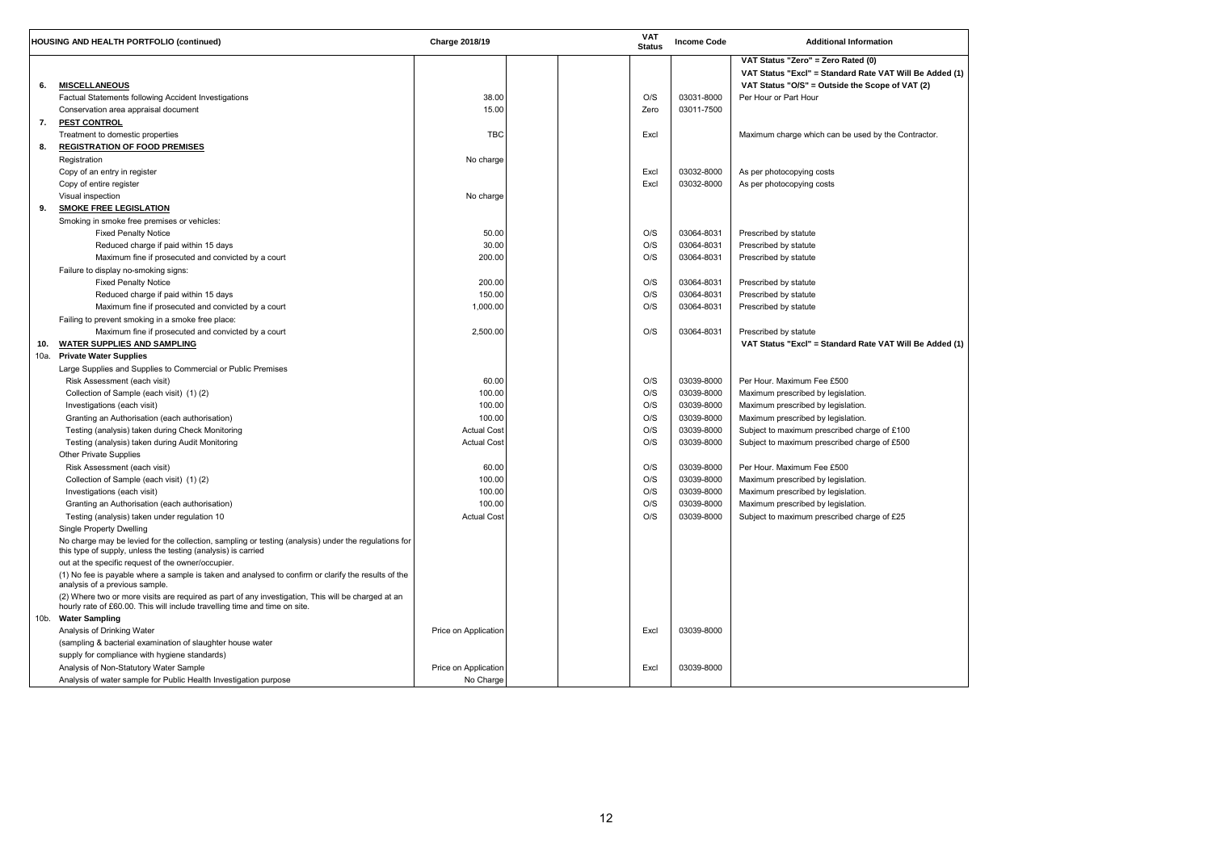| | HOUSING AND HEALTH PORTFOLIO (continued) | Charge 2018/19 | | | VAT Status | Income Code | Additional Information |
|---|---|---|---|---|---|---|---|
| | | | | | | | **VAT Status "Zero" = Zero Rated (0)** |
| | | | | | | | **VAT Status "Excl" = Standard Rate VAT Will Be Added (1)** |
| **6.** | **MISCELLANEOUS** | | | | | | **VAT Status "O/S" = Outside the Scope of VAT (2)** |
| | Factual Statements following Accident Investigations | 38.00 | | | O/S | 03031-8000 | Per Hour or Part Hour |
| | Conservation area appraisal document | 15.00 | | | Zero | 03011-7500 | |
| **7.** | **PEST CONTROL** | | | | | | |
| | Treatment to domestic properties | TBC | | | Excl | | Maximum charge which can be used by the Contractor. |
| **8.** | **REGISTRATION OF FOOD PREMISES** | | | | | | |
| | Registration | No charge | | | | | |
| | Copy of an entry in register | | | | Excl | 03032-8000 | As per photocopying costs |
| | Copy of entire register | | | | Excl | 03032-8000 | As per photocopying costs |
| | Visual inspection | No charge | | | | | |
| **9.** | **SMOKE FREE LEGISLATION** | | | | | | |
| | Smoking in smoke free premises or vehicles: | | | | | | |
| | Fixed Penalty Notice | 50.00 | | | O/S | 03064-8031 | Prescribed by statute |
| | Reduced charge if paid within 15 days | 30.00 | | | O/S | 03064-8031 | Prescribed by statute |
| | Maximum fine if prosecuted and convicted by a court | 200.00 | | | O/S | 03064-8031 | Prescribed by statute |
| | Failure to display no-smoking signs: | | | | | | |
| | Fixed Penalty Notice | 200.00 | | | O/S | 03064-8031 | Prescribed by statute |
| | Reduced charge if paid within 15 days | 150.00 | | | O/S | 03064-8031 | Prescribed by statute |
| | Maximum fine if prosecuted and convicted by a court | 1,000.00 | | | O/S | 03064-8031 | Prescribed by statute |
| | Failing to prevent smoking in a smoke free place: | | | | | | |
| | Maximum fine if prosecuted and convicted by a court | 2,500.00 | | | O/S | 03064-8031 | Prescribed by statute |
| **10.** | **WATER SUPPLIES AND SAMPLING** | | | | | | **VAT Status "Excl" = Standard Rate VAT Will Be Added (1)** |
| 10a. | **Private Water Supplies** | | | | | | |
| | Large Supplies and Supplies to Commercial or Public Premises | | | | | | |
| | Risk Assessment (each visit) | 60.00 | | | O/S | 03039-8000 | Per Hour. Maximum Fee £500 |
| | Collection of Sample (each visit) (1) (2) | 100.00 | | | O/S | 03039-8000 | Maximum prescribed by legislation. |
| | Investigations (each visit) | 100.00 | | | O/S | 03039-8000 | Maximum prescribed by legislation. |
| | Granting an Authorisation (each authorisation) | 100.00 | | | O/S | 03039-8000 | Maximum prescribed by legislation. |
| | Testing (analysis) taken during Check Monitoring | Actual Cost | | | O/S | 03039-8000 | Subject to maximum prescribed charge of £100 |
| | Testing (analysis) taken during Audit Monitoring | Actual Cost | | | O/S | 03039-8000 | Subject to maximum prescribed charge of £500 |
| | Other Private Supplies | | | | | | |
| | Risk Assessment (each visit) | 60.00 | | | O/S | 03039-8000 | Per Hour. Maximum Fee £500 |
| | Collection of Sample (each visit) (1) (2) | 100.00 | | | O/S | 03039-8000 | Maximum prescribed by legislation. |
| | Investigations (each visit) | 100.00 | | | O/S | 03039-8000 | Maximum prescribed by legislation. |
| | Granting an Authorisation (each authorisation) | 100.00 | | | O/S | 03039-8000 | Maximum prescribed by legislation. |
| | Testing (analysis) taken under regulation 10 | Actual Cost | | | O/S | 03039-8000 | Subject to maximum prescribed charge of £25 |
| | Single Property Dwelling | | | | | | |
| | No charge may be levied for the collection, sampling or testing (analysis) under the regulations for this type of supply, unless the testing (analysis) is carried | | | | | | |
| | out at the specific request of the owner/occupier. | | | | | | |
| | (1) No fee is payable where a sample is taken and analysed to confirm or clarify the results of the analysis of a previous sample. | | | | | | |
| | (2) Where two or more visits are required as part of any investigation, This will be charged at an hourly rate of £60.00. This will include travelling time and time on site. | | | | | | |
| 10b. | **Water Sampling** | | | | | | |
| | Analysis of Drinking Water | Price on Application | | | Excl | 03039-8000 | |
| | (sampling & bacterial examination of slaughter house water | | | | | | |
| | supply for compliance with hygiene standards) | | | | | | |
| | Analysis of Non-Statutory Water Sample | Price on Application | | | Excl | 03039-8000 | |
| | Analysis of water sample for Public Health Investigation purpose | No Charge | | | | | |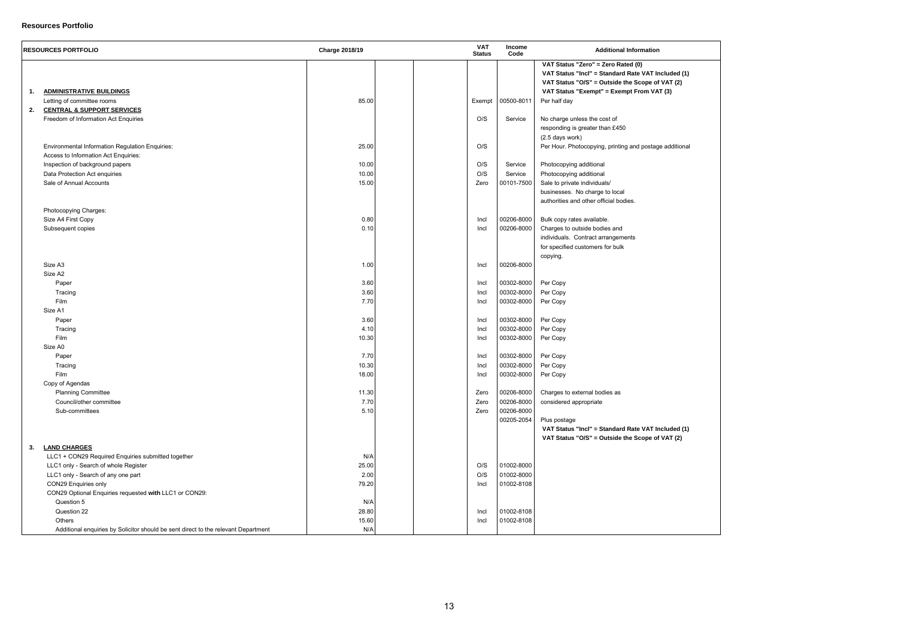**Resources Portfolio**

| RESOURCES PORTFOLIO | Charge 2018/19 | | | VAT Status | Income Code | Additional Information |
|---|---|---|---|---|---|---|
| | | | | | | **VAT Status "Zero" = Zero Rated (0)** |
| | | | | | | **VAT Status "Incl" = Standard Rate VAT Included (1)** |
| | | | | | | **VAT Status "O/S" = Outside the Scope of VAT (2)** |
| **1. ADMINISTRATIVE BUILDINGS** | | | | | | **VAT Status "Exempt" = Exempt From VAT (3)** |
| Letting of committee rooms | 85.00 | | | Exempt | 00500-8011 | Per half day |
| **2. CENTRAL & SUPPORT SERVICES** | | | | | | |
| Freedom of Information Act Enquiries | | | | O/S | Service | No charge unless the cost of responding is greater than £450 (2.5 days work) |
| Environmental Information Regulation Enquiries: | 25.00 | | | O/S | | Per Hour. Photocopying, printing and postage additional |
| Access to Information Act Enquiries: | | | | | | |
| Inspection of background papers | 10.00 | | | O/S | Service | Photocopying additional |
| Data Protection Act enquiries | 10.00 | | | O/S | Service | Photocopying additional |
| Sale of Annual Accounts | 15.00 | | | Zero | 00101-7500 | Sale to private individuals/ businesses. No charge to local authorities and other official bodies. |
| Photocopying Charges: | | | | | | |
| Size A4 First Copy | 0.80 | | | Incl | 00206-8000 | Bulk copy rates available. |
| Subsequent copies | 0.10 | | | Incl | 00206-8000 | Charges to outside bodies and individuals. Contract arrangements for specified customers for bulk copying. |
| Size A3 | 1.00 | | | Incl | 00206-8000 | |
| Size A2 | | | | | | |
| Paper | 3.60 | | | Incl | 00302-8000 | Per Copy |
| Tracing | 3.60 | | | Incl | 00302-8000 | Per Copy |
| Film | 7.70 | | | Incl | 00302-8000 | Per Copy |
| Size A1 | | | | | | |
| Paper | 3.60 | | | Incl | 00302-8000 | Per Copy |
| Tracing | 4.10 | | | Incl | 00302-8000 | Per Copy |
| Film | 10.30 | | | Incl | 00302-8000 | Per Copy |
| Size A0 | | | | | | |
| Paper | 7.70 | | | Incl | 00302-8000 | Per Copy |
| Tracing | 10.30 | | | Incl | 00302-8000 | Per Copy |
| Film | 18.00 | | | Incl | 00302-8000 | Per Copy |
| Copy of Agendas | | | | | | |
| Planning Committee | 11.30 | | | Zero | 00206-8000 | Charges to external bodies as |
| Council/other committee | 7.70 | | | Zero | 00206-8000 | considered appropriate |
| Sub-committees | 5.10 | | | Zero | 00206-8000 | |
| | | | | | 00205-2054 | Plus postage |
| | | | | | | **VAT Status "Incl" = Standard Rate VAT Included (1)** |
| | | | | | | **VAT Status "O/S" = Outside the Scope of VAT (2)** |
| **3. LAND CHARGES** | | | | | | |
| LLC1 + CON29 Required Enquiries submitted together | N/A | | | | | |
| LLC1 only - Search of whole Register | 25.00 | | | O/S | 01002-8000 | |
| LLC1 only - Search of any one part | 2.00 | | | O/S | 01002-8000 | |
| CON29 Enquiries only | 79.20 | | | Incl | 01002-8108 | |
| CON29 Optional Enquiries requested **with** LLC1 or CON29: | | | | | | |
| Question 5 | N/A | | | | | |
| Question 22 | 28.80 | | | Incl | 01002-8108 | |
| Others | 15.60 | | | Incl | 01002-8108 | |
| Additional enquiries by Solicitor should be sent direct to the relevant Department | N/A | | | | | |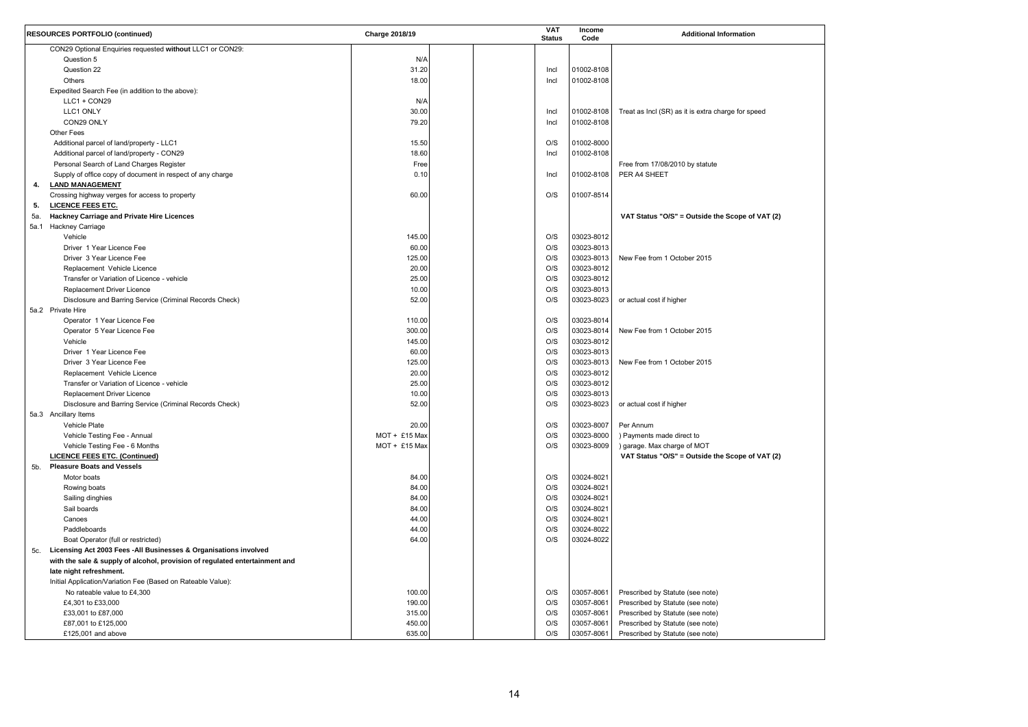| RESOURCES PORTFOLIO (continued) | | Charge 2018/19 | | | VAT Status | Income Code | Additional Information |
|---|---|---|---|---|---|---|---|
| | CON29 Optional Enquiries requested **without** LLC1 or CON29: | | | | | | |
| | Question 5 | N/A | | | | | |
| | Question 22 | 31.20 | | | Incl | 01002-8108 | |
| | Others | 18.00 | | | Incl | 01002-8108 | |
| | Expedited Search Fee (in addition to the above): | | | | | | |
| | LLC1 + CON29 | N/A | | | | | |
| | LLC1 ONLY | 30.00 | | | Incl | 01002-8108 | Treat as Incl (SR) as it is extra charge for speed |
| | CON29 ONLY | 79.20 | | | Incl | 01002-8108 | |
| | Other Fees | | | | | | |
| | Additional parcel of land/property - LLC1 | 15.50 | | | O/S | 01002-8000 | |
| | Additional parcel of land/property - CON29 | 18.60 | | | Incl | 01002-8108 | |
| | Personal Search of Land Charges Register | Free | | | | | Free from 17/08/2010 by statute |
| | Supply of office copy of document in respect of any charge | 0.10 | | | Incl | 01002-8108 | PER A4 SHEET |
| **4.** | **LAND MANAGEMENT** | | | | | | |
| | Crossing highway verges for access to property | 60.00 | | | O/S | 01007-8514 | |
| **5.** | **LICENCE FEES ETC.** | | | | | | |
| 5a. | **Hackney Carriage and Private Hire Licences** | | | | | | **VAT Status "O/S" = Outside the Scope of VAT (2)** |
| 5a.1 | Hackney Carriage | | | | | | |
| | Vehicle | 145.00 | | | O/S | 03023-8012 | |
| | Driver 1 Year Licence Fee | 60.00 | | | O/S | 03023-8013 | |
| | Driver 3 Year Licence Fee | 125.00 | | | O/S | 03023-8013 | New Fee from 1 October 2015 |
| | Replacement Vehicle Licence | 20.00 | | | O/S | 03023-8012 | |
| | Transfer or Variation of Licence - vehicle | 25.00 | | | O/S | 03023-8012 | |
| | Replacement Driver Licence | 10.00 | | | O/S | 03023-8013 | |
| | Disclosure and Barring Service (Criminal Records Check) | 52.00 | | | O/S | 03023-8023 | or actual cost if higher |
| 5a.2 | Private Hire | | | | | | |
| | Operator 1 Year Licence Fee | 110.00 | | | O/S | 03023-8014 | |
| | Operator 5 Year Licence Fee | 300.00 | | | O/S | 03023-8014 | New Fee from 1 October 2015 |
| | Vehicle | 145.00 | | | O/S | 03023-8012 | |
| | Driver 1 Year Licence Fee | 60.00 | | | O/S | 03023-8013 | |
| | Driver 3 Year Licence Fee | 125.00 | | | O/S | 03023-8013 | New Fee from 1 October 2015 |
| | Replacement Vehicle Licence | 20.00 | | | O/S | 03023-8012 | |
| | Transfer or Variation of Licence - vehicle | 25.00 | | | O/S | 03023-8012 | |
| | Replacement Driver Licence | 10.00 | | | O/S | 03023-8013 | |
| | Disclosure and Barring Service (Criminal Records Check) | 52.00 | | | O/S | 03023-8023 | or actual cost if higher |
| 5a.3 | Ancillary Items | | | | | | |
| | Vehicle Plate | 20.00 | | | O/S | 03023-8007 | Per Annum |
| | Vehicle Testing Fee - Annual | MOT + £15 Max | | | O/S | 03023-8000 | ) Payments made direct to |
| | Vehicle Testing Fee - 6 Months | MOT + £15 Max | | | O/S | 03023-8009 | ) garage. Max charge of MOT |
| | **LICENCE FEES ETC. (Continued)** | | | | | | **VAT Status "O/S" = Outside the Scope of VAT (2)** |
| 5b. | **Pleasure Boats and Vessels** | | | | | | |
| | Motor boats | 84.00 | | | O/S | 03024-8021 | |
| | Rowing boats | 84.00 | | | O/S | 03024-8021 | |
| | Sailing dinghies | 84.00 | | | O/S | 03024-8021 | |
| | Sail boards | 84.00 | | | O/S | 03024-8021 | |
| | Canoes | 44.00 | | | O/S | 03024-8021 | |
| | Paddleboards | 44.00 | | | O/S | 03024-8022 | |
| | Boat Operator (full or restricted) | 64.00 | | | O/S | 03024-8022 | |
| 5c. | **Licensing Act 2003 Fees -All Businesses & Organisations involved with the sale & supply of alcohol, provision of regulated entertainment and late night refreshment.** | | | | | | |
| | Initial Application/Variation Fee (Based on Rateable Value): | | | | | | |
| | No rateable value to £4,300 | 100.00 | | | O/S | 03057-8061 | Prescribed by Statute (see note) |
| | £4,301 to £33,000 | 190.00 | | | O/S | 03057-8061 | Prescribed by Statute (see note) |
| | £33,001 to £87,000 | 315.00 | | | O/S | 03057-8061 | Prescribed by Statute (see note) |
| | £87,001 to £125,000 | 450.00 | | | O/S | 03057-8061 | Prescribed by Statute (see note) |
| | £125,001 and above | 635.00 | | | O/S | 03057-8061 | Prescribed by Statute (see note) |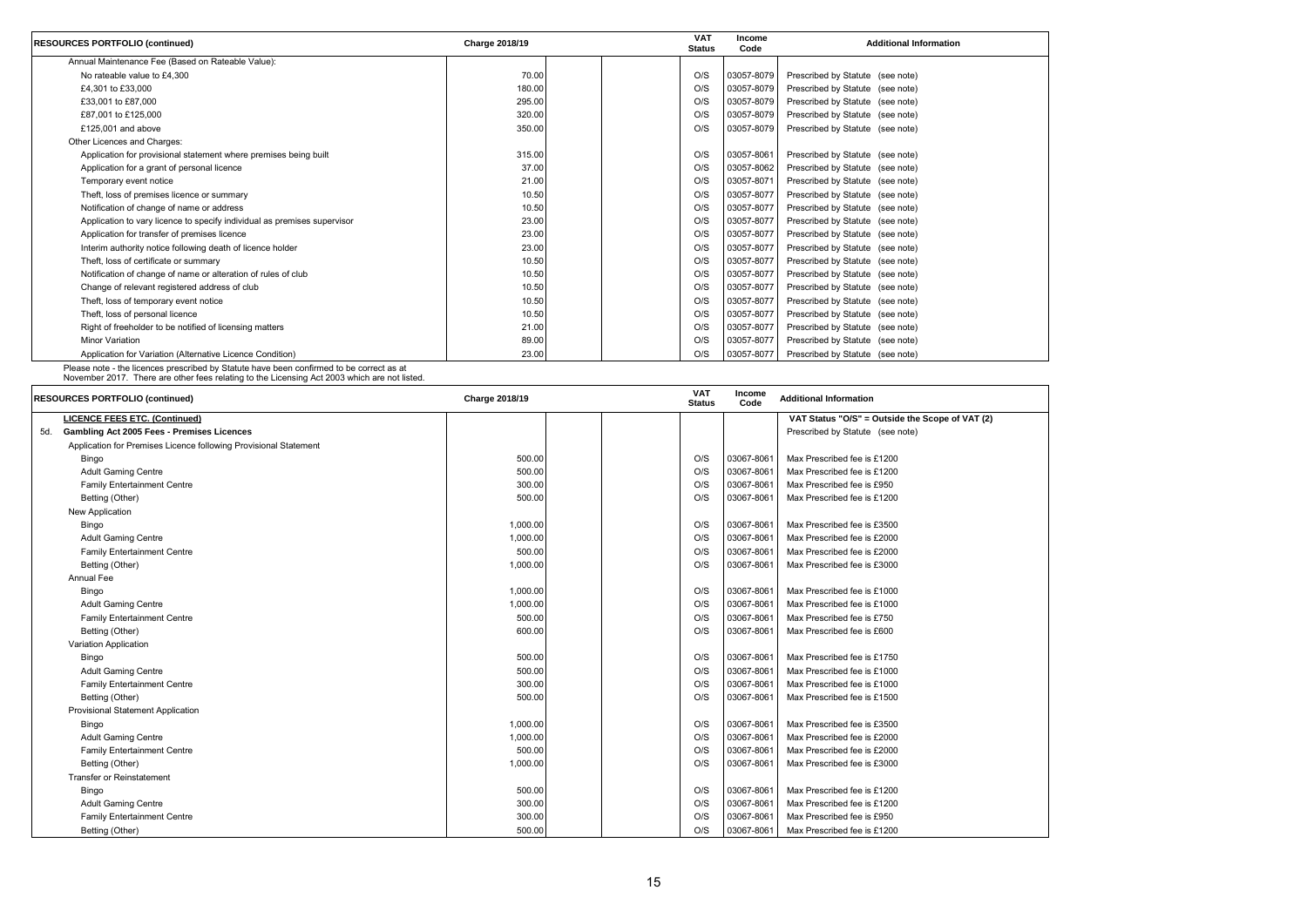| RESOURCES PORTFOLIO (continued) | Charge 2018/19 | | | VAT Status | Income Code | Additional Information |
|---|---|---|---|---|---|---|
| Annual Maintenance Fee (Based on Rateable Value): | | | | | | |
| No rateable value to £4,300 | 70.00 | | | O/S | 03057-8079 | Prescribed by Statute (see note) |
| £4,301 to £33,000 | 180.00 | | | O/S | 03057-8079 | Prescribed by Statute (see note) |
| £33,001 to £87,000 | 295.00 | | | O/S | 03057-8079 | Prescribed by Statute (see note) |
| £87,001 to £125,000 | 320.00 | | | O/S | 03057-8079 | Prescribed by Statute (see note) |
| £125,001 and above | 350.00 | | | O/S | 03057-8079 | Prescribed by Statute (see note) |
| Other Licences and Charges: | | | | | | |
| Application for provisional statement where premises being built | 315.00 | | | O/S | 03057-8061 | Prescribed by Statute (see note) |
| Application for a grant of personal licence | 37.00 | | | O/S | 03057-8062 | Prescribed by Statute (see note) |
| Temporary event notice | 21.00 | | | O/S | 03057-8071 | Prescribed by Statute (see note) |
| Theft, loss of premises licence or summary | 10.50 | | | O/S | 03057-8077 | Prescribed by Statute (see note) |
| Notification of change of name or address | 10.50 | | | O/S | 03057-8077 | Prescribed by Statute (see note) |
| Application to vary licence to specify individual as premises supervisor | 23.00 | | | O/S | 03057-8077 | Prescribed by Statute (see note) |
| Application for transfer of premises licence | 23.00 | | | O/S | 03057-8077 | Prescribed by Statute (see note) |
| Interim authority notice following death of licence holder | 23.00 | | | O/S | 03057-8077 | Prescribed by Statute (see note) |
| Theft, loss of certificate or summary | 10.50 | | | O/S | 03057-8077 | Prescribed by Statute (see note) |
| Notification of change of name or alteration of rules of club | 10.50 | | | O/S | 03057-8077 | Prescribed by Statute (see note) |
| Change of relevant registered address of club | 10.50 | | | O/S | 03057-8077 | Prescribed by Statute (see note) |
| Theft, loss of temporary event notice | 10.50 | | | O/S | 03057-8077 | Prescribed by Statute (see note) |
| Theft, loss of personal licence | 10.50 | | | O/S | 03057-8077 | Prescribed by Statute (see note) |
| Right of freeholder to be notified of licensing matters | 21.00 | | | O/S | 03057-8077 | Prescribed by Statute (see note) |
| Minor Variation | 89.00 | | | O/S | 03057-8077 | Prescribed by Statute (see note) |
| Application for Variation (Alternative Licence Condition) | 23.00 | | | O/S | 03057-8077 | Prescribed by Statute (see note) |

Please note - the licences prescribed by Statute have been confirmed to be correct as at November 2017. There are other fees relating to the Licensing Act 2003 which are not listed.

| RESOURCES PORTFOLIO (continued) | Charge 2018/19 | | | VAT Status | Income Code | Additional Information |
|---|---|---|---|---|---|---|
| **LICENCE FEES ETC. (Continued)** | | | | | | **VAT Status "O/S" = Outside the Scope of VAT (2)** |
| **5d. Gambling Act 2005 Fees - Premises Licences** | | | | | | Prescribed by Statute (see note) |
| Application for Premises Licence following Provisional Statement | | | | | | |
| Bingo | 500.00 | | | O/S | 03067-8061 | Max Prescribed fee is £1200 |
| Adult Gaming Centre | 500.00 | | | O/S | 03067-8061 | Max Prescribed fee is £1200 |
| Family Entertainment Centre | 300.00 | | | O/S | 03067-8061 | Max Prescribed fee is £950 |
| Betting (Other) | 500.00 | | | O/S | 03067-8061 | Max Prescribed fee is £1200 |
| New Application | | | | | | |
| Bingo | 1,000.00 | | | O/S | 03067-8061 | Max Prescribed fee is £3500 |
| Adult Gaming Centre | 1,000.00 | | | O/S | 03067-8061 | Max Prescribed fee is £2000 |
| Family Entertainment Centre | 500.00 | | | O/S | 03067-8061 | Max Prescribed fee is £2000 |
| Betting (Other) | 1,000.00 | | | O/S | 03067-8061 | Max Prescribed fee is £3000 |
| Annual Fee | | | | | | |
| Bingo | 1,000.00 | | | O/S | 03067-8061 | Max Prescribed fee is £1000 |
| Adult Gaming Centre | 1,000.00 | | | O/S | 03067-8061 | Max Prescribed fee is £1000 |
| Family Entertainment Centre | 500.00 | | | O/S | 03067-8061 | Max Prescribed fee is £750 |
| Betting (Other) | 600.00 | | | O/S | 03067-8061 | Max Prescribed fee is £600 |
| Variation Application | | | | | | |
| Bingo | 500.00 | | | O/S | 03067-8061 | Max Prescribed fee is £1750 |
| Adult Gaming Centre | 500.00 | | | O/S | 03067-8061 | Max Prescribed fee is £1000 |
| Family Entertainment Centre | 300.00 | | | O/S | 03067-8061 | Max Prescribed fee is £1000 |
| Betting (Other) | 500.00 | | | O/S | 03067-8061 | Max Prescribed fee is £1500 |
| Provisional Statement Application | | | | | | |
| Bingo | 1,000.00 | | | O/S | 03067-8061 | Max Prescribed fee is £3500 |
| Adult Gaming Centre | 1,000.00 | | | O/S | 03067-8061 | Max Prescribed fee is £2000 |
| Family Entertainment Centre | 500.00 | | | O/S | 03067-8061 | Max Prescribed fee is £2000 |
| Betting (Other) | 1,000.00 | | | O/S | 03067-8061 | Max Prescribed fee is £3000 |
| Transfer or Reinstatement | | | | | | |
| Bingo | 500.00 | | | O/S | 03067-8061 | Max Prescribed fee is £1200 |
| Adult Gaming Centre | 300.00 | | | O/S | 03067-8061 | Max Prescribed fee is £1200 |
| Family Entertainment Centre | 300.00 | | | O/S | 03067-8061 | Max Prescribed fee is £950 |
| Betting (Other) | 500.00 | | | O/S | 03067-8061 | Max Prescribed fee is £1200 |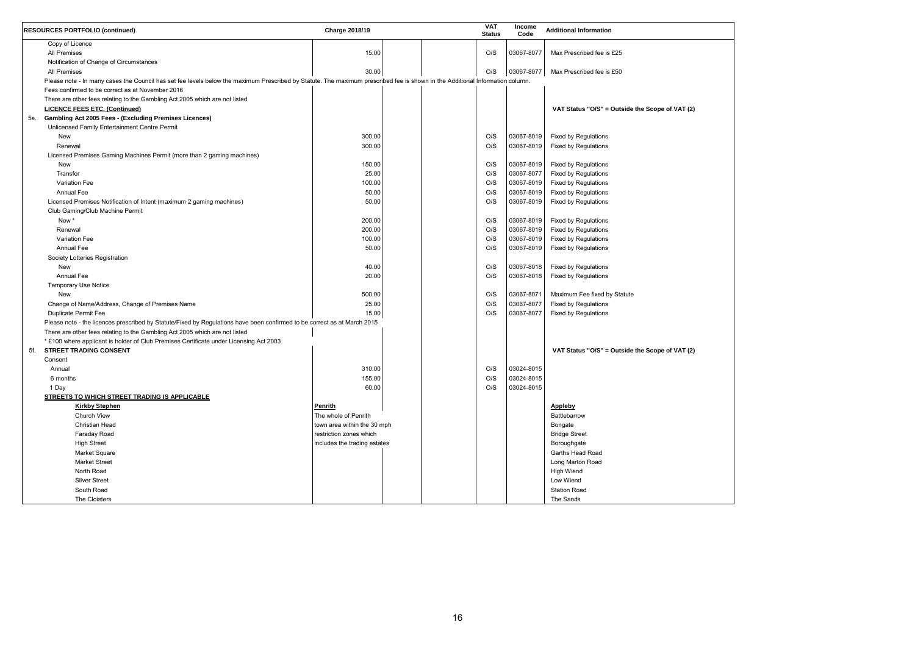| RESOURCES PORTFOLIO (continued) | Charge 2018/19 | | | VAT Status | Income Code | Additional Information |
|---|---|---|---|---|---|---|
| Copy of Licence | | | | | | |
| All Premises | 15.00 | | | O/S | 03067-8077 | Max Prescribed fee is £25 |
| Notification of Change of Circumstances | | | | | | |
| All Premises | 30.00 | | | O/S | 03067-8077 | Max Prescribed fee is £50 |
| Please note - In many cases the Council has set fee levels below the maximum Prescribed by Statute. The maximum prescribed fee is shown in the Additional Information column. | | | | | | |
| Fees confirmed to be correct as at November 2016 | | | | | | |
| There are other fees relating to the Gambling Act 2005 which are not listed | | | | | | |
| **LICENCE FEES ETC. (Continued)** | | | | | | **VAT Status "O/S" = Outside the Scope of VAT (2)** |
| **5e. Gambling Act 2005 Fees - (Excluding Premises Licences)** | | | | | | |
| Unlicensed Family Entertainment Centre Permit | | | | | | |
| New | 300.00 | | | O/S | 03067-8019 | Fixed by Regulations |
| Renewal | 300.00 | | | O/S | 03067-8019 | Fixed by Regulations |
| Licensed Premises Gaming Machines Permit (more than 2 gaming machines) | | | | | | |
| New | 150.00 | | | O/S | 03067-8019 | Fixed by Regulations |
| Transfer | 25.00 | | | O/S | 03067-8077 | Fixed by Regulations |
| Variation Fee | 100.00 | | | O/S | 03067-8019 | Fixed by Regulations |
| Annual Fee | 50.00 | | | O/S | 03067-8019 | Fixed by Regulations |
| Licensed Premises Notification of Intent (maximum 2 gaming machines) | 50.00 | | | O/S | 03067-8019 | Fixed by Regulations |
| Club Gaming/Club Machine Permit | | | | | | |
| New * | 200.00 | | | O/S | 03067-8019 | Fixed by Regulations |
| Renewal | 200.00 | | | O/S | 03067-8019 | Fixed by Regulations |
| Variation Fee | 100.00 | | | O/S | 03067-8019 | Fixed by Regulations |
| Annual Fee | 50.00 | | | O/S | 03067-8019 | Fixed by Regulations |
| Society Lotteries Registration | | | | | | |
| New | 40.00 | | | O/S | 03067-8018 | Fixed by Regulations |
| Annual Fee | 20.00 | | | O/S | 03067-8018 | Fixed by Regulations |
| Temporary Use Notice | | | | | | |
| New | 500.00 | | | O/S | 03067-8071 | Maximum Fee fixed by Statute |
| Change of Name/Address, Change of Premises Name | 25.00 | | | O/S | 03067-8077 | Fixed by Regulations |
| Duplicate Permit Fee | 15.00 | | | O/S | 03067-8077 | Fixed by Regulations |
| Please note - the licences prescribed by Statute/Fixed by Regulations have been confirmed to be correct as at March 2015 | | | | | | |
| There are other fees relating to the Gambling Act 2005 which are not listed | | | | | | |
| * £100 where applicant is holder of Club Premises Certificate under Licensing Act 2003 | | | | | | |
| **5f. STREET TRADING CONSENT** | | | | | | **VAT Status "O/S" = Outside the Scope of VAT (2)** |
| Consent | | | | | | |
| Annual | 310.00 | | | O/S | 03024-8015 | |
| 6 months | 155.00 | | | O/S | 03024-8015 | |
| 1 Day | 60.00 | | | O/S | 03024-8015 | |
| **STREETS TO WHICH STREET TRADING IS APPLICABLE** | | | | | | |
| **Kirkby Stephen** | **Penrith** | | | | | **Appleby** |
| Church View | The whole of Penrith | | | | | Battlebarrow |
| Christian Head | town area within the 30 mph | | | | | Bongate |
| Faraday Road | restriction zones which | | | | | Bridge Street |
| High Street | includes the trading estates | | | | | Boroughgate |
| Market Square | | | | | | Garths Head Road |
| Market Street | | | | | | Long Marton Road |
| North Road | | | | | | High Wiend |
| Silver Street | | | | | | Low Wiend |
| South Road | | | | | | Station Road |
| The Cloisters | | | | | | The Sands |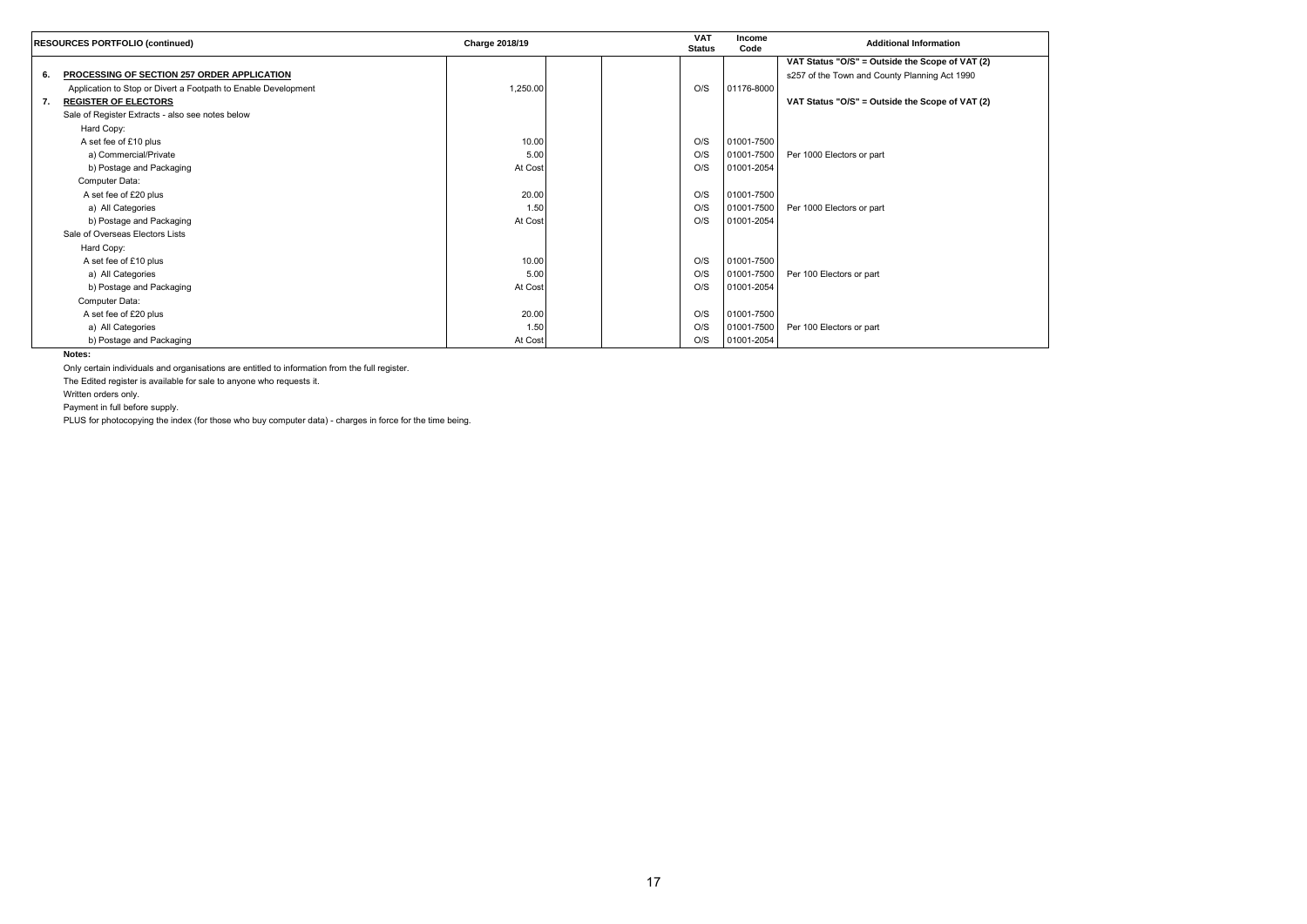| RESOURCES PORTFOLIO (continued) | Charge 2018/19 | | | VAT Status | Income Code | Additional Information |
|---|---|---|---|---|---|---|
| | | | | | | **VAT Status "O/S" = Outside the Scope of VAT (2)** |
| **6. PROCESSING OF SECTION 257 ORDER APPLICATION** | | | | | | s257 of the Town and County Planning Act 1990 |
| Application to Stop or Divert a Footpath to Enable Development | 1,250.00 | | | O/S | 01176-8000 | |
| **7. REGISTER OF ELECTORS** | | | | | | **VAT Status "O/S" = Outside the Scope of VAT (2)** |
| Sale of Register Extracts - also see notes below | | | | | | |
| Hard Copy: | | | | | | |
| A set fee of £10 plus | 10.00 | | | O/S | 01001-7500 | |
| a) Commercial/Private | 5.00 | | | O/S | 01001-7500 | Per 1000 Electors or part |
| b) Postage and Packaging | At Cost | | | O/S | 01001-2054 | |
| Computer Data: | | | | | | |
| A set fee of £20 plus | 20.00 | | | O/S | 01001-7500 | |
| a) All Categories | 1.50 | | | O/S | 01001-7500 | Per 1000 Electors or part |
| b) Postage and Packaging | At Cost | | | O/S | 01001-2054 | |
| Sale of Overseas Electors Lists | | | | | | |
| Hard Copy: | | | | | | |
| A set fee of £10 plus | 10.00 | | | O/S | 01001-7500 | |
| a) All Categories | 5.00 | | | O/S | 01001-7500 | Per 100 Electors or part |
| b) Postage and Packaging | At Cost | | | O/S | 01001-2054 | |
| Computer Data: | | | | | | |
| A set fee of £20 plus | 20.00 | | | O/S | 01001-7500 | |
| a) All Categories | 1.50 | | | O/S | 01001-7500 | Per 100 Electors or part |
| b) Postage and Packaging | At Cost | | | O/S | 01001-2054 | |

**Notes:**

Only certain individuals and organisations are entitled to information from the full register.

The Edited register is available for sale to anyone who requests it.

Written orders only.

Payment in full before supply.

PLUS for photocopying the index (for those who buy computer data) - charges in force for the time being.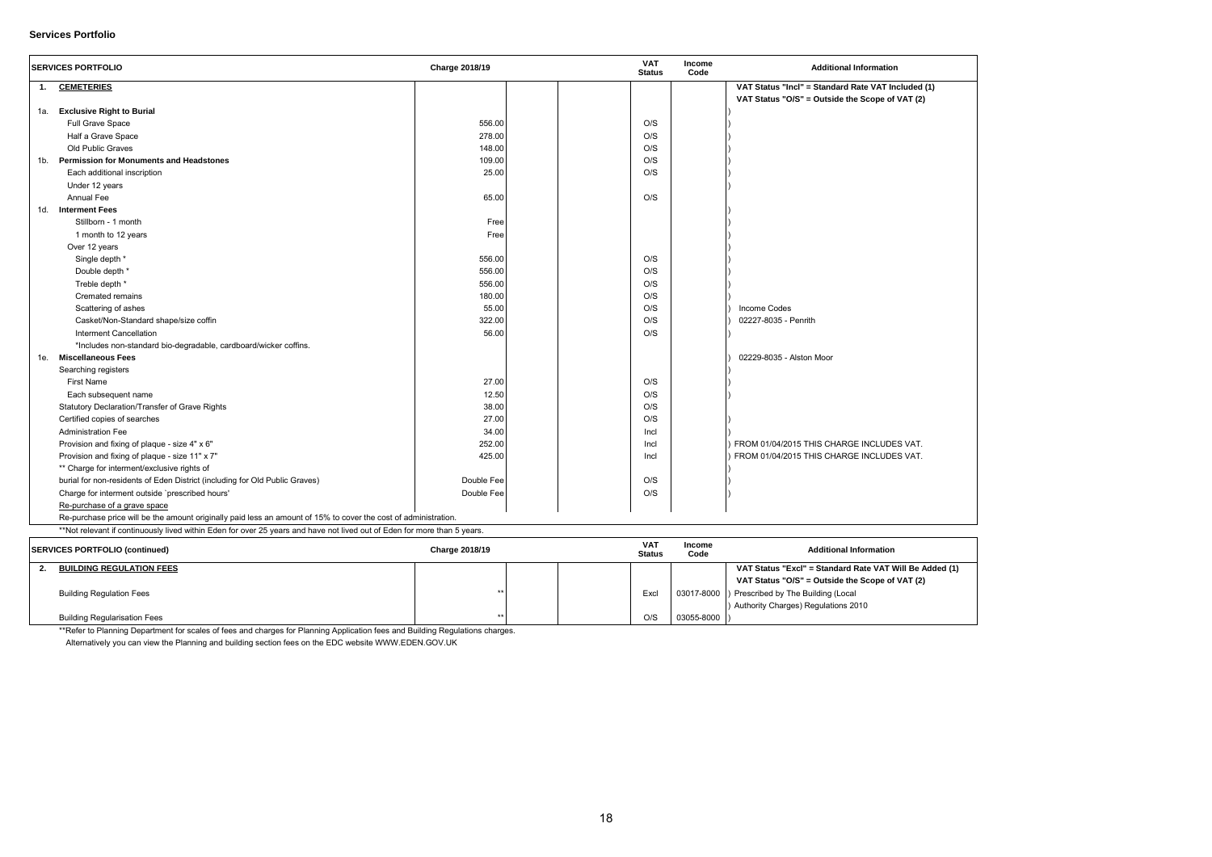**Services Portfolio**

| SERVICES PORTFOLIO | Charge 2018/19 | | | VAT Status | Income Code | Additional Information |
|---|---|---|---|---|---|---|
| **1. CEMETERIES** | | | | | | **VAT Status "Incl" = Standard Rate VAT Included (1)** |
| | | | | | | **VAT Status "O/S" = Outside the Scope of VAT (2)** |
| **1a. Exclusive Right to Burial** | | | | | | ) |
| Full Grave Space | 556.00 | | | O/S | | ) |
| Half a Grave Space | 278.00 | | | O/S | | ) |
| Old Public Graves | 148.00 | | | O/S | | ) |
| **1b. Permission for Monuments and Headstones** | 109.00 | | | O/S | | ) |
| Each additional inscription | 25.00 | | | O/S | | ) |
| Under 12 years | | | | | | ) |
| Annual Fee | 65.00 | | | O/S | | |
| **1d. Interment Fees** | | | | | | ) |
| Stillborn - 1 month | Free | | | | | ) |
| 1 month to 12 years | Free | | | | | ) |
| Over 12 years | | | | | | ) |
| Single depth * | 556.00 | | | O/S | | ) |
| Double depth * | 556.00 | | | O/S | | ) |
| Treble depth * | 556.00 | | | O/S | | ) |
| Cremated remains | 180.00 | | | O/S | | ) |
| Scattering of ashes | 55.00 | | | O/S | | ) Income Codes |
| Casket/Non-Standard shape/size coffin | 322.00 | | | O/S | | ) 02227-8035 - Penrith |
| Interment Cancellation | 56.00 | | | O/S | | ) |
| *Includes non-standard bio-degradable, cardboard/wicker coffins. | | | | | | |
| **1e. Miscellaneous Fees** | | | | | | ) 02229-8035 - Alston Moor |
| Searching registers | | | | | | ) |
| First Name | 27.00 | | | O/S | | ) |
| Each subsequent name | 12.50 | | | O/S | | ) |
| Statutory Declaration/Transfer of Grave Rights | 38.00 | | | O/S | | |
| Certified copies of searches | 27.00 | | | O/S | | ) |
| Administration Fee | 34.00 | | | Incl | | ) |
| Provision and fixing of plaque - size 4" x 6" | 252.00 | | | Incl | | ) FROM 01/04/2015 THIS CHARGE INCLUDES VAT. |
| Provision and fixing of plaque - size 11" x 7" | 425.00 | | | Incl | | ) FROM 01/04/2015 THIS CHARGE INCLUDES VAT. |
| ** Charge for interment/exclusive rights of | | | | | | ) |
| burial for non-residents of Eden District (including for Old Public Graves) | Double Fee | | | O/S | | ) |
| Charge for interment outside `prescribed hours' | Double Fee | | | O/S | | ) |
| Re-purchase of a grave space | | | | | | |
| Re-purchase price will be the amount originally paid less an amount of 15% to cover the cost of administration. | | | | | | |

**Not relevant if continuously lived within Eden for over 25 years and have not lived out of Eden for more than 5 years.

| SERVICES PORTFOLIO (continued) | Charge 2018/19 | | | VAT Status | Income Code | Additional Information |
|---|---|---|---|---|---|---|
| **2. BUILDING REGULATION FEES** | | | | | | **VAT Status "Excl" = Standard Rate VAT Will Be Added (1)** |
| | | | | | | **VAT Status "O/S" = Outside the Scope of VAT (2)** |
| Building Regulation Fees | ** | | | Excl | 03017-8000 | ) Prescribed by The Building (Local |
| | | | | | | ) Authority Charges) Regulations 2010 |
| Building Regularisation Fees | ** | | | O/S | 03055-8000 | ) |

**Refer to Planning Department for scales of fees and charges for Planning Application fees and Building Regulations charges.
Alternatively you can view the Planning and building section fees on the EDC website WWW.EDEN.GOV.UK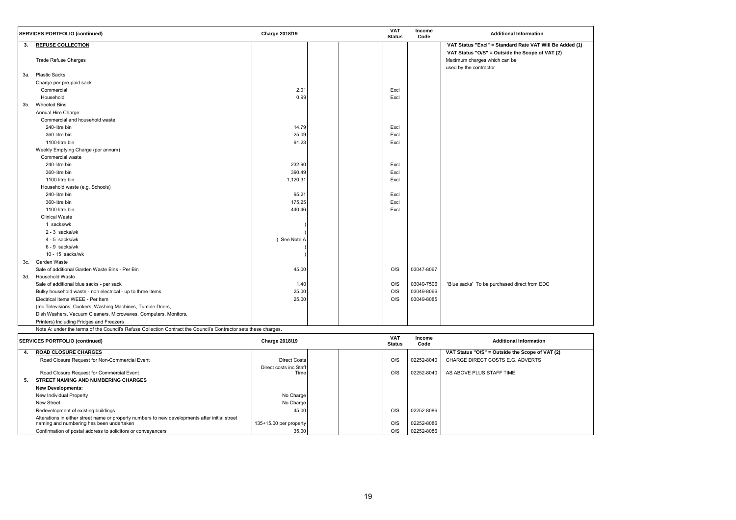| SERVICES PORTFOLIO (continued) | | Charge 2018/19 | | | VAT Status | Income Code | Additional Information |
|---|---|---|---|---|---|---|---|
| 3. | **REFUSE COLLECTION** | | | | | | **VAT Status "Excl" = Standard Rate VAT Will Be Added (1)** |
| | | | | | | | **VAT Status "O/S" = Outside the Scope of VAT (2)** |
| | Trade Refuse Charges | | | | | | Maximum charges which can be used by the contractor |
| 3a. | Plastic Sacks | | | | | | |
| | Charge per pre-paid sack | | | | | | |
| | Commercial | 2.01 | | | Excl | | |
| | Household | 0.99 | | | Excl | | |
| 3b. | Wheeled Bins | | | | | | |
| | Annual Hire Charge: | | | | | | |
| | Commercial and household waste | | | | | | |
| | 240-litre bin | 14.79 | | | Excl | | |
| | 360-litre bin | 25.09 | | | Excl | | |
| | 1100-litre bin | 91.23 | | | Excl | | |
| | Weekly Emptying Charge (per annum) | | | | | | |
| | Commercial waste | | | | | | |
| | 240-litre bin | 232.90 | | | Excl | | |
| | 360-litre bin | 390.49 | | | Excl | | |
| | 1100-litre bin | 1,120.31 | | | Excl | | |
| | Household waste (e.g. Schools) | | | | | | |
| | 240-litre bin | 95.21 | | | Excl | | |
| | 360-litre bin | 175.25 | | | Excl | | |
| | 1100-litre bin | 440.46 | | | Excl | | |
| | Clinical Waste | | | | | | |
| | 1 sacks/wk | ) | | | | | |
| | 2 - 3 sacks/wk | ) | | | | | |
| | 4 - 5 sacks/wk | ) See Note A | | | | | |
| | 6 - 9 sacks/wk | ) | | | | | |
| | 10 - 15 sacks/wk | ) | | | | | |
| 3c. | Garden Waste | | | | | | |
| | Sale of additional Garden Waste Bins - Per Bin | 45.00 | | | O/S | 03047-8067 | |
| 3d. | Household Waste | | | | | | |
| | Sale of additional blue sacks - per sack | 1.40 | | | O/S | 03049-7506 | 'Blue sacks' To be purchased direct from EDC |
| | Bulky household waste - non electrical - up to three items | 25.00 | | | O/S | 03049-8066 | |
| | Electrical Items WEEE - Per Item | 25.00 | | | O/S | 03049-8085 | |
| | (Inc Televisions, Cookers, Washing Machines, Tumble Driers, | | | | | | |
| | Dish Washers, Vacuum Cleaners, Microwaves, Computers, Monitors, | | | | | | |
| | Printers) Including Fridges and Freezers | | | | | | |

Note A: under the terms of the Council's Refuse Collection Contract the Council's Contractor sets these charges.

| SERVICES PORTFOLIO (continued) | | Charge 2018/19 | | | VAT Status | Income Code | Additional Information |
|---|---|---|---|---|---|---|---|
| 4. | **ROAD CLOSURE CHARGES** | | | | | | VAT Status "O/S" = Outside the Scope of VAT (2) |
| | Road Closure Request for Non-Commercial Event | Direct Costs | | | O/S | 02252-8040 | CHARGE DIRECT COSTS E.G. ADVERTS |
| | Road Closure Request for Commercial Event | Direct costs inc Staff Time | | | O/S | 02252-8040 | AS ABOVE PLUS STAFF TIME |
| 5. | **STREET NAMING AND NUMBERING CHARGES** | | | | | | |
| | **New Developments:** | | | | | | |
| | New Individual Property | No Charge | | | | | |
| | New Street | No Charge | | | | | |
| | Redevelopment of existing buildings | 45.00 | | | O/S | 02252-8086 | |
| | Alterations in either street name or property numbers to new developments after initial street naming and numbering has been undertaken | 135+15.00 per property | | | O/S | 02252-8086 | |
| | Confirmation of postal address to solicitors or conveyancers | 35.00 | | | O/S | 02252-8086 | |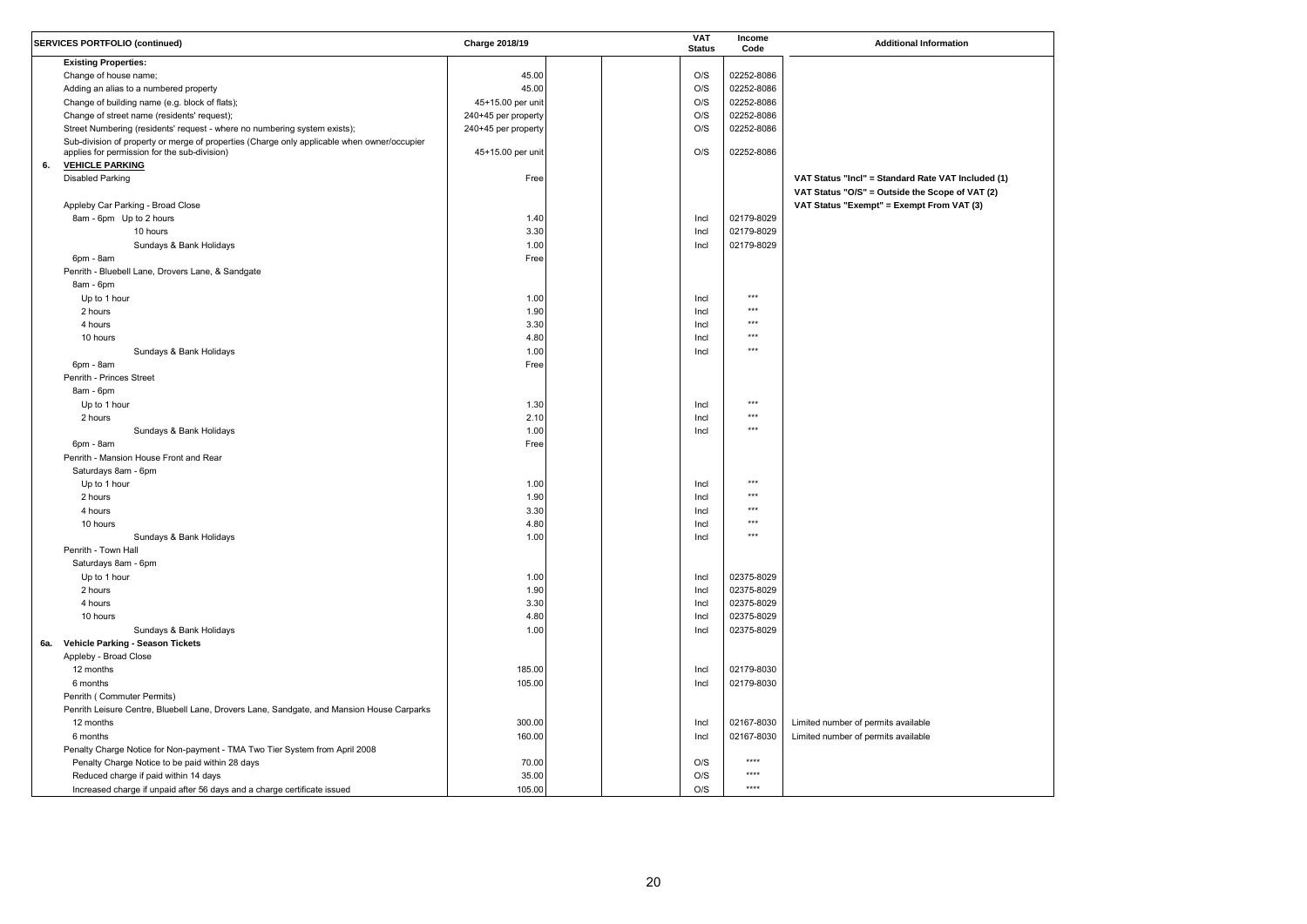| | SERVICES PORTFOLIO (continued) | Charge 2018/19 | | | VAT Status | Income Code | Additional Information |
|---|---|---|---|---|---|---|---|
| | **Existing Properties:** | | | | | | |
| | Change of house name; | 45.00 | | | O/S | 02252-8086 | |
| | Adding an alias to a numbered property | 45.00 | | | O/S | 02252-8086 | |
| | Change of building name (e.g. block of flats); | 45+15.00 per unit | | | O/S | 02252-8086 | |
| | Change of street name (residents' request); | 240+45 per property | | | O/S | 02252-8086 | |
| | Street Numbering (residents' request - where no numbering system exists); | 240+45 per property | | | O/S | 02252-8086 | |
| | Sub-division of property or merge of properties (Charge only applicable when owner/occupier applies for permission for the sub-division) | 45+15.00 per unit | | | O/S | 02252-8086 | |
| 6. | **VEHICLE PARKING** | | | | | | |
| | Disabled Parking | Free | | | | | **VAT Status "Incl" = Standard Rate VAT Included (1)** |
| | | | | | | | **VAT Status "O/S" = Outside the Scope of VAT (2)** |
| | Appleby Car Parking - Broad Close | | | | | | **VAT Status "Exempt" = Exempt From VAT (3)** |
| | 8am - 6pm Up to 2 hours | 1.40 | | | Incl | 02179-8029 | |
| | 10 hours | 3.30 | | | Incl | 02179-8029 | |
| | Sundays & Bank Holidays | 1.00 | | | Incl | 02179-8029 | |
| | 6pm - 8am | Free | | | | | |
| | Penrith - Bluebell Lane, Drovers Lane, & Sandgate | | | | | | |
| | 8am - 6pm | | | | | | |
| | Up to 1 hour | 1.00 | | | Incl | *** | |
| | 2 hours | 1.90 | | | Incl | *** | |
| | 4 hours | 3.30 | | | Incl | *** | |
| | 10 hours | 4.80 | | | Incl | *** | |
| | Sundays & Bank Holidays | 1.00 | | | Incl | *** | |
| | 6pm - 8am | Free | | | | | |
| | Penrith - Princes Street | | | | | | |
| | 8am - 6pm | | | | | | |
| | Up to 1 hour | 1.30 | | | Incl | *** | |
| | 2 hours | 2.10 | | | Incl | *** | |
| | Sundays & Bank Holidays | 1.00 | | | Incl | *** | |
| | 6pm - 8am | Free | | | | | |
| | Penrith - Mansion House Front and Rear | | | | | | |
| | Saturdays 8am - 6pm | | | | | | |
| | Up to 1 hour | 1.00 | | | Incl | *** | |
| | 2 hours | 1.90 | | | Incl | *** | |
| | 4 hours | 3.30 | | | Incl | *** | |
| | 10 hours | 4.80 | | | Incl | *** | |
| | Sundays & Bank Holidays | 1.00 | | | Incl | *** | |
| | Penrith - Town Hall | | | | | | |
| | Saturdays 8am - 6pm | | | | | | |
| | Up to 1 hour | 1.00 | | | Incl | 02375-8029 | |
| | 2 hours | 1.90 | | | Incl | 02375-8029 | |
| | 4 hours | 3.30 | | | Incl | 02375-8029 | |
| | 10 hours | 4.80 | | | Incl | 02375-8029 | |
| | Sundays & Bank Holidays | 1.00 | | | Incl | 02375-8029 | |
| 6a. | **Vehicle Parking - Season Tickets** | | | | | | |
| | Appleby - Broad Close | | | | | | |
| | 12 months | 185.00 | | | Incl | 02179-8030 | |
| | 6 months | 105.00 | | | Incl | 02179-8030 | |
| | Penrith ( Commuter Permits) | | | | | | |
| | Penrith Leisure Centre, Bluebell Lane, Drovers Lane, Sandgate, and Mansion House Carparks | | | | | | |
| | 12 months | 300.00 | | | Incl | 02167-8030 | Limited number of permits available |
| | 6 months | 160.00 | | | Incl | 02167-8030 | Limited number of permits available |
| | Penalty Charge Notice for Non-payment - TMA Two Tier System from April 2008 | | | | | | |
| | Penalty Charge Notice to be paid within 28 days | 70.00 | | | O/S | **** | |
| | Reduced charge if paid within 14 days | 35.00 | | | O/S | **** | |
| | Increased charge if unpaid after 56 days and a charge certificate issued | 105.00 | | | O/S | **** | |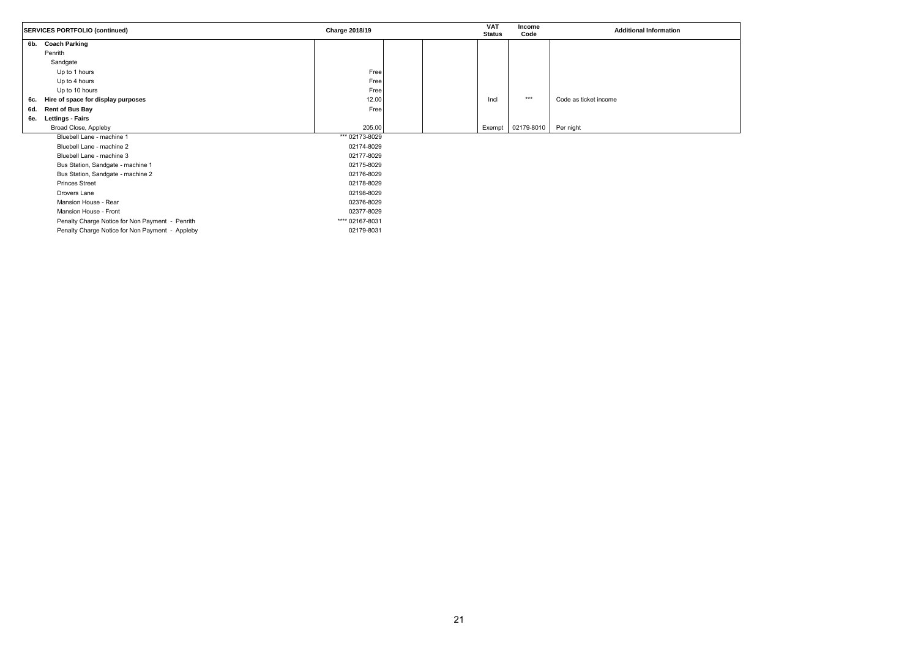| SERVICES PORTFOLIO (continued) | Charge 2018/19 | | | VAT Status | Income Code | Additional Information |
|---|---|---|---|---|---|---|
| **6b. Coach Parking** | | | | | | |
| Penrith | | | | | | |
| Sandgate | | | | | | |
| Up to 1 hours | Free | | | | | |
| Up to 4 hours | Free | | | | | |
| Up to 10 hours | Free | | | | | |
| **6c. Hire of space for display purposes** | 12.00 | | | Incl | *** | Code as ticket income |
| **6d. Rent of Bus Bay** | Free | | | | | |
| **6e. Lettings - Fairs** | | | | | | |
| Broad Close, Appleby | 205.00 | | | Exempt | 02179-8010 | Per night |

| | |
|---|---|
| Bluebell Lane - machine 1 | *** 02173-8029 |
| Bluebell Lane - machine 2 | 02174-8029 |
| Bluebell Lane - machine 3 | 02177-8029 |
| Bus Station, Sandgate - machine 1 | 02175-8029 |
| Bus Station, Sandgate - machine 2 | 02176-8029 |
| Princes Street | 02178-8029 |
| Drovers Lane | 02198-8029 |
| Mansion House - Rear | 02376-8029 |
| Mansion House - Front | 02377-8029 |
| Penalty Charge Notice for Non Payment - Penrith | **** 02167-8031 |
| Penalty Charge Notice for Non Payment - Appleby | 02179-8031 |